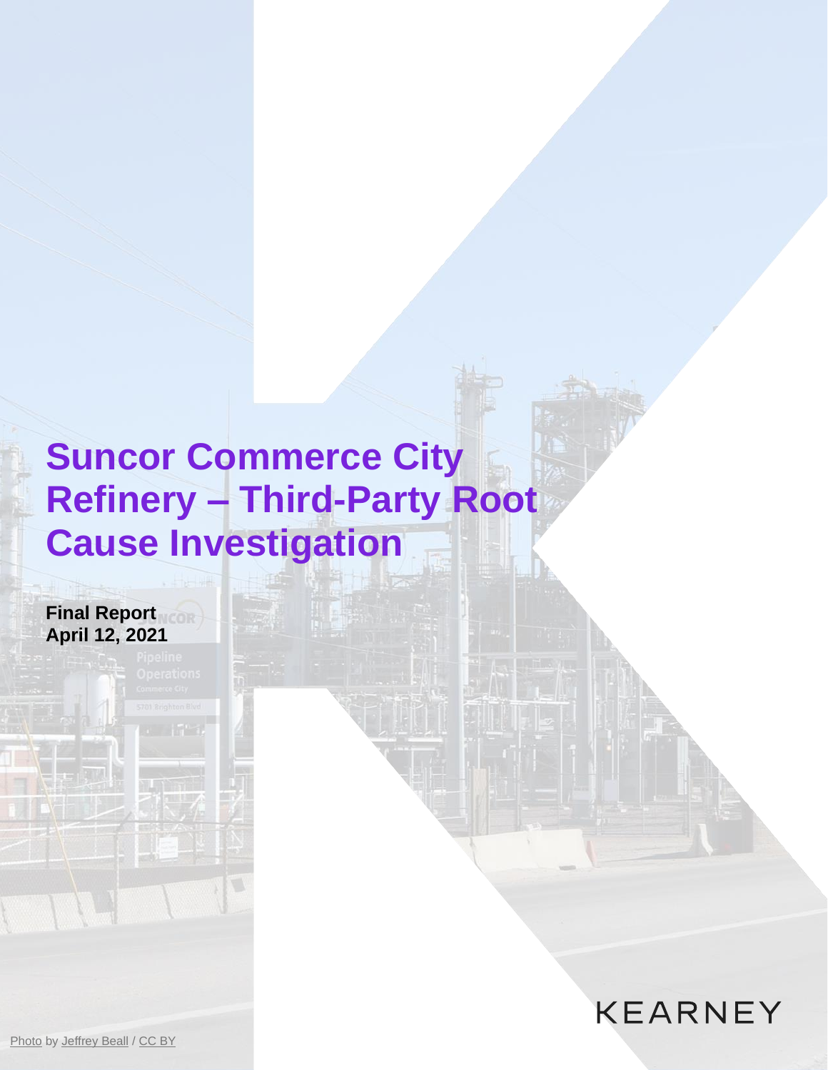# Suncor Commerce City Refinery – Third-Party Root Cause Investigation

**Final Report**
**April 12, 2021**

KEARNEY

Photo by Jeffrey Beall / CC BY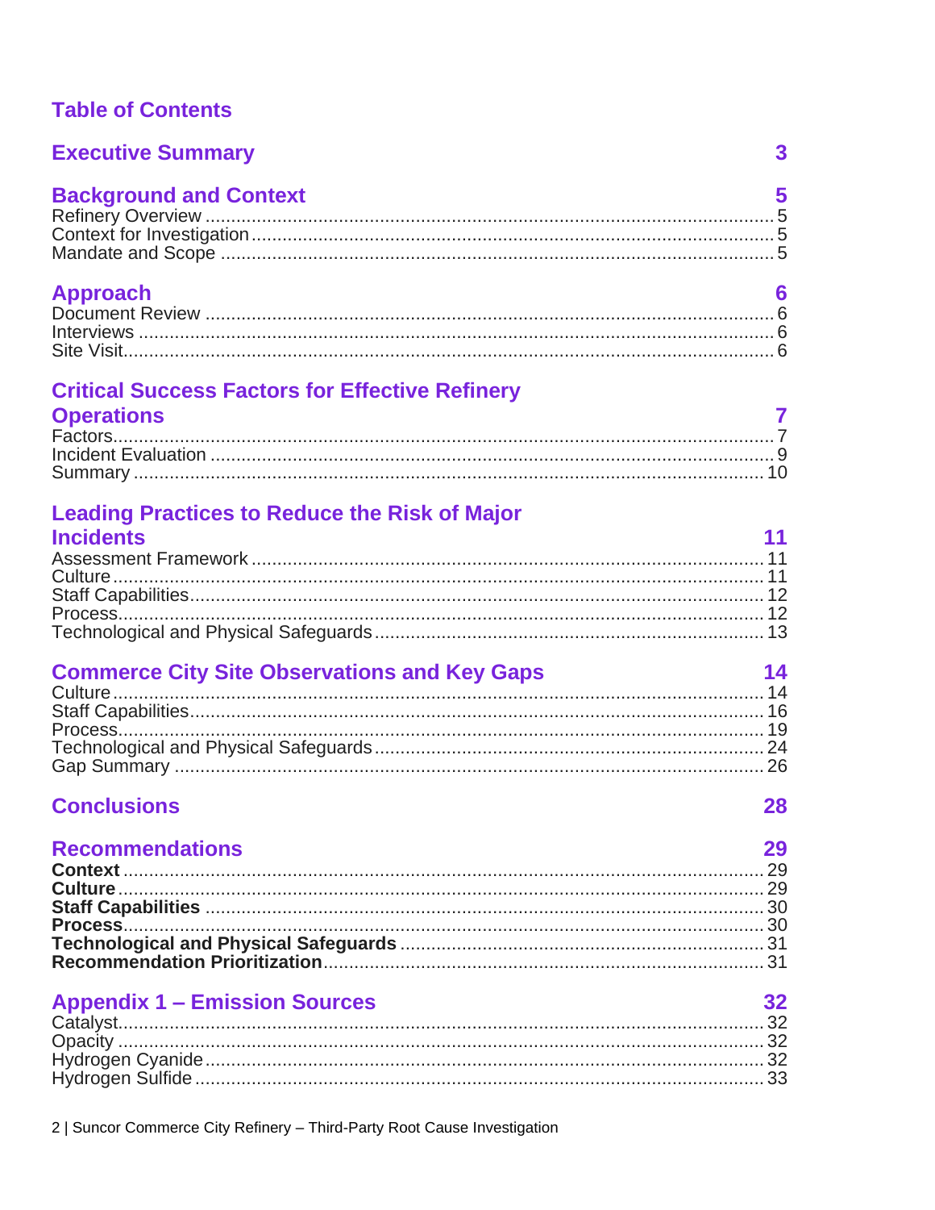# Table of Contents

**Executive Summary** 3

**Background and Context** 5

Refinery Overview ... 5
Context for Investigation ... 5
Mandate and Scope ... 5

**Approach** 6

Document Review ... 6
Interviews ... 6
Site Visit ... 6

**Critical Success Factors for Effective Refinery Operations** 7

Factors ... 7
Incident Evaluation ... 9
Summary ... 10

**Leading Practices to Reduce the Risk of Major Incidents** 11

Assessment Framework ... 11
Culture ... 11
Staff Capabilities ... 12
Process ... 12
Technological and Physical Safeguards ... 13

**Commerce City Site Observations and Key Gaps** 14

Culture ... 14
Staff Capabilities ... 16
Process ... 19
Technological and Physical Safeguards ... 24
Gap Summary ... 26

**Conclusions** 28

**Recommendations** 29

**Context** ... 29
**Culture** ... 29
**Staff Capabilities** ... 30
**Process** ... 30
**Technological and Physical Safeguards** ... 31
**Recommendation Prioritization** ... 31

**Appendix 1 – Emission Sources** 32

Catalyst ... 32
Opacity ... 32
Hydrogen Cyanide ... 32
Hydrogen Sulfide ... 33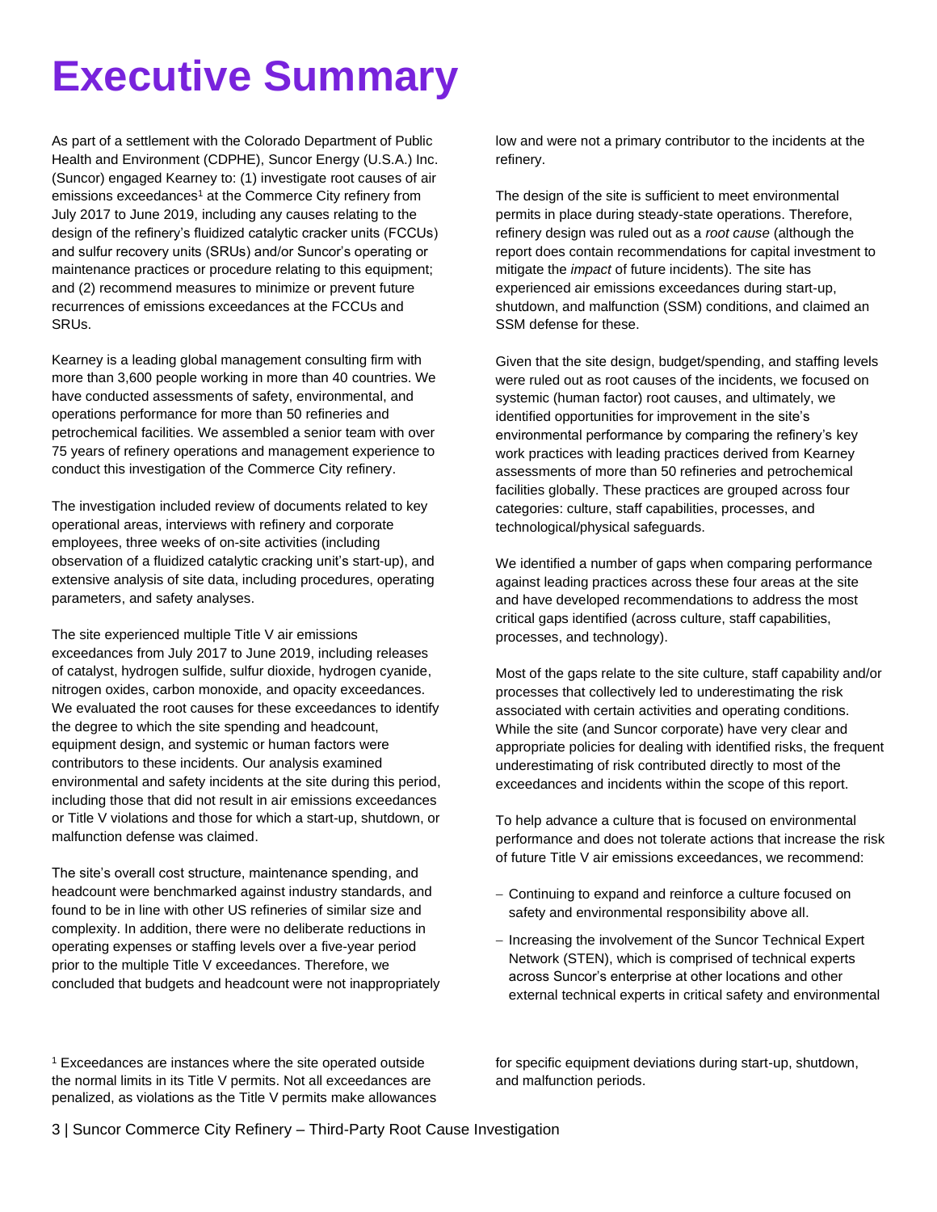# Executive Summary

As part of a settlement with the Colorado Department of Public Health and Environment (CDPHE), Suncor Energy (U.S.A.) Inc. (Suncor) engaged Kearney to: (1) investigate root causes of air emissions exceedances[1] at the Commerce City refinery from July 2017 to June 2019, including any causes relating to the design of the refinery's fluidized catalytic cracker units (FCCUs) and sulfur recovery units (SRUs) and/or Suncor's operating or maintenance practices or procedure relating to this equipment; and (2) recommend measures to minimize or prevent future recurrences of emissions exceedances at the FCCUs and SRUs.

Kearney is a leading global management consulting firm with more than 3,600 people working in more than 40 countries. We have conducted assessments of safety, environmental, and operations performance for more than 50 refineries and petrochemical facilities. We assembled a senior team with over 75 years of refinery operations and management experience to conduct this investigation of the Commerce City refinery.

The investigation included review of documents related to key operational areas, interviews with refinery and corporate employees, three weeks of on-site activities (including observation of a fluidized catalytic cracking unit's start-up), and extensive analysis of site data, including procedures, operating parameters, and safety analyses.

The site experienced multiple Title V air emissions exceedances from July 2017 to June 2019, including releases of catalyst, hydrogen sulfide, sulfur dioxide, hydrogen cyanide, nitrogen oxides, carbon monoxide, and opacity exceedances. We evaluated the root causes for these exceedances to identify the degree to which the site spending and headcount, equipment design, and systemic or human factors were contributors to these incidents. Our analysis examined environmental and safety incidents at the site during this period, including those that did not result in air emissions exceedances or Title V violations and those for which a start-up, shutdown, or malfunction defense was claimed.

The site's overall cost structure, maintenance spending, and headcount were benchmarked against industry standards, and found to be in line with other US refineries of similar size and complexity. In addition, there were no deliberate reductions in operating expenses or staffing levels over a five-year period prior to the multiple Title V exceedances. Therefore, we concluded that budgets and headcount were not inappropriately low and were not a primary contributor to the incidents at the refinery.

The design of the site is sufficient to meet environmental permits in place during steady-state operations. Therefore, refinery design was ruled out as a *root cause* (although the report does contain recommendations for capital investment to mitigate the *impact* of future incidents). The site has experienced air emissions exceedances during start-up, shutdown, and malfunction (SSM) conditions, and claimed an SSM defense for these.

Given that the site design, budget/spending, and staffing levels were ruled out as root causes of the incidents, we focused on systemic (human factor) root causes, and ultimately, we identified opportunities for improvement in the site's environmental performance by comparing the refinery's key work practices with leading practices derived from Kearney assessments of more than 50 refineries and petrochemical facilities globally. These practices are grouped across four categories: culture, staff capabilities, processes, and technological/physical safeguards.

We identified a number of gaps when comparing performance against leading practices across these four areas at the site and have developed recommendations to address the most critical gaps identified (across culture, staff capabilities, processes, and technology).

Most of the gaps relate to the site culture, staff capability and/or processes that collectively led to underestimating the risk associated with certain activities and operating conditions. While the site (and Suncor corporate) have very clear and appropriate policies for dealing with identified risks, the frequent underestimating of risk contributed directly to most of the exceedances and incidents within the scope of this report.

To help advance a culture that is focused on environmental performance and does not tolerate actions that increase the risk of future Title V air emissions exceedances, we recommend:

- Continuing to expand and reinforce a culture focused on safety and environmental responsibility above all.
- Increasing the involvement of the Suncor Technical Expert Network (STEN), which is comprised of technical experts across Suncor's enterprise at other locations and other external technical experts in critical safety and environmental

[1] Exceedances are instances where the site operated outside the normal limits in its Title V permits. Not all exceedances are penalized, as violations as the Title V permits make allowances for specific equipment deviations during start-up, shutdown, and malfunction periods.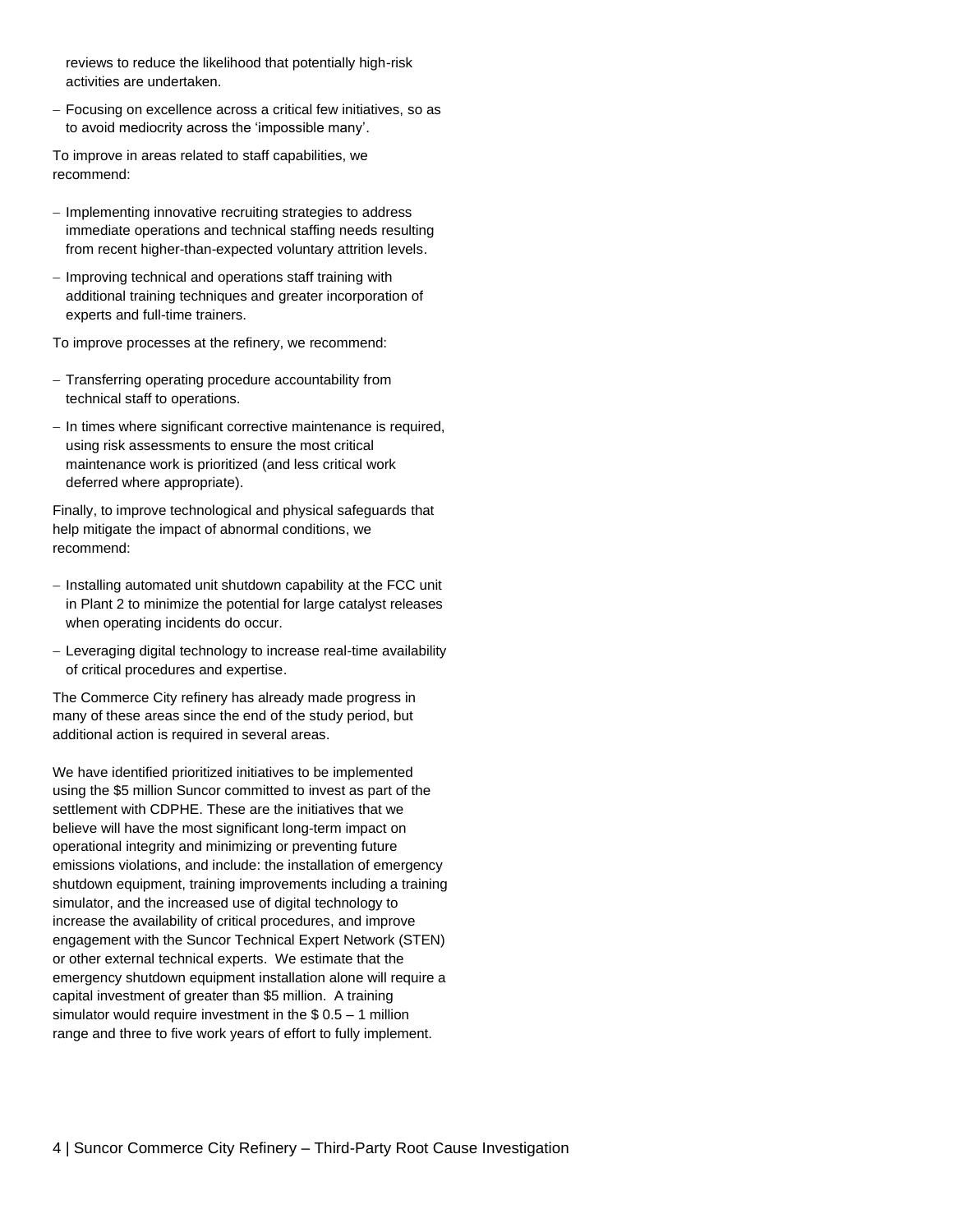reviews to reduce the likelihood that potentially high-risk activities are undertaken.

- Focusing on excellence across a critical few initiatives, so as to avoid mediocrity across the 'impossible many'.

To improve in areas related to staff capabilities, we recommend:

- Implementing innovative recruiting strategies to address immediate operations and technical staffing needs resulting from recent higher-than-expected voluntary attrition levels.
- Improving technical and operations staff training with additional training techniques and greater incorporation of experts and full-time trainers.

To improve processes at the refinery, we recommend:

- Transferring operating procedure accountability from technical staff to operations.
- In times where significant corrective maintenance is required, using risk assessments to ensure the most critical maintenance work is prioritized (and less critical work deferred where appropriate).

Finally, to improve technological and physical safeguards that help mitigate the impact of abnormal conditions, we recommend:

- Installing automated unit shutdown capability at the FCC unit in Plant 2 to minimize the potential for large catalyst releases when operating incidents do occur.
- Leveraging digital technology to increase real-time availability of critical procedures and expertise.

The Commerce City refinery has already made progress in many of these areas since the end of the study period, but additional action is required in several areas.

We have identified prioritized initiatives to be implemented using the $5 million Suncor committed to invest as part of the settlement with CDPHE. These are the initiatives that we believe will have the most significant long-term impact on operational integrity and minimizing or preventing future emissions violations, and include: the installation of emergency shutdown equipment, training improvements including a training simulator, and the increased use of digital technology to increase the availability of critical procedures, and improve engagement with the Suncor Technical Expert Network (STEN) or other external technical experts. We estimate that the emergency shutdown equipment installation alone will require a capital investment of greater than $5 million. A training simulator would require investment in the $ 0.5 – 1 million range and three to five work years of effort to fully implement.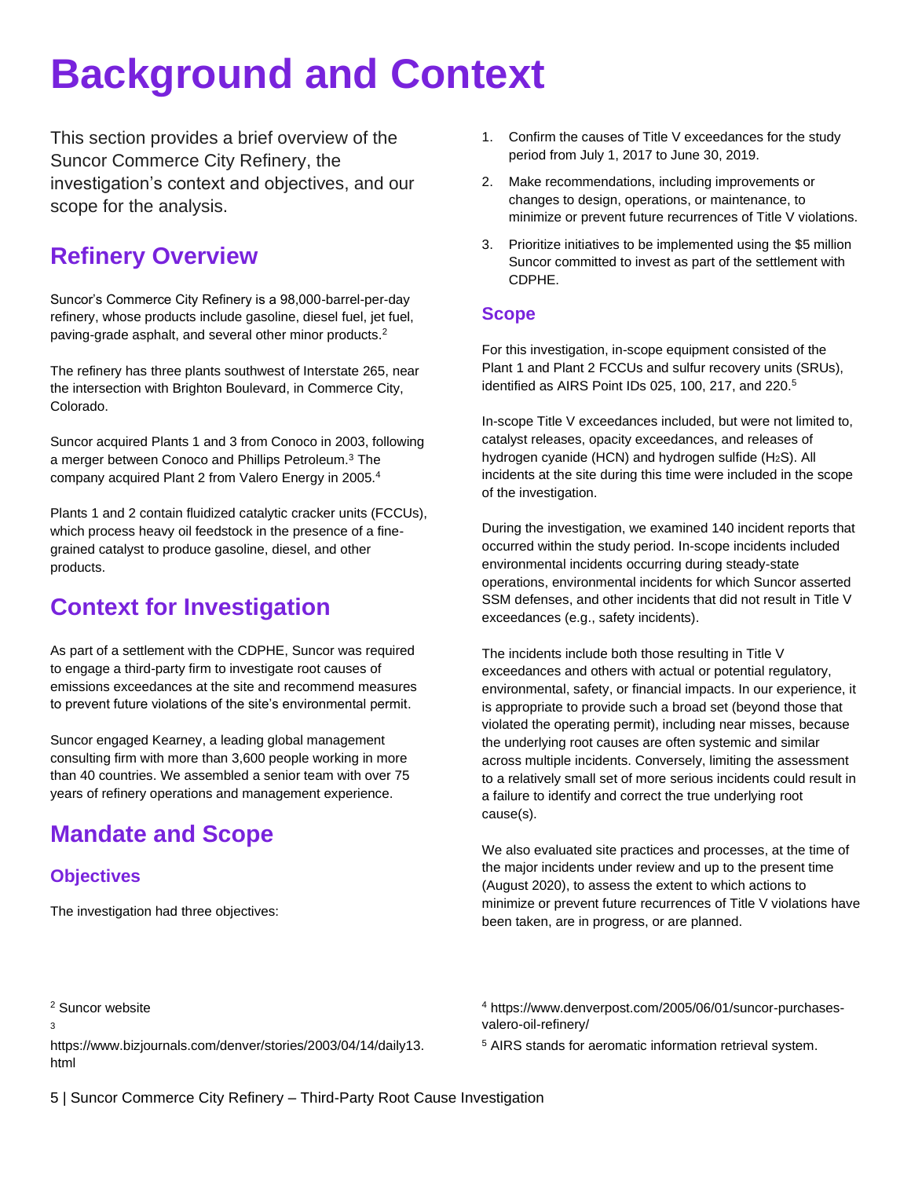# Background and Context

This section provides a brief overview of the Suncor Commerce City Refinery, the investigation's context and objectives, and our scope for the analysis.

## Refinery Overview

Suncor's Commerce City Refinery is a 98,000-barrel-per-day refinery, whose products include gasoline, diesel fuel, jet fuel, paving-grade asphalt, and several other minor products.[2]

The refinery has three plants southwest of Interstate 265, near the intersection with Brighton Boulevard, in Commerce City, Colorado.

Suncor acquired Plants 1 and 3 from Conoco in 2003, following a merger between Conoco and Phillips Petroleum.[3] The company acquired Plant 2 from Valero Energy in 2005.[4]

Plants 1 and 2 contain fluidized catalytic cracker units (FCCUs), which process heavy oil feedstock in the presence of a fine-grained catalyst to produce gasoline, diesel, and other products.

## Context for Investigation

As part of a settlement with the CDPHE, Suncor was required to engage a third-party firm to investigate root causes of emissions exceedances at the site and recommend measures to prevent future violations of the site's environmental permit.

Suncor engaged Kearney, a leading global management consulting firm with more than 3,600 people working in more than 40 countries. We assembled a senior team with over 75 years of refinery operations and management experience.

## Mandate and Scope

### Objectives

The investigation had three objectives:

1. Confirm the causes of Title V exceedances for the study period from July 1, 2017 to June 30, 2019.
2. Make recommendations, including improvements or changes to design, operations, or maintenance, to minimize or prevent future recurrences of Title V violations.
3. Prioritize initiatives to be implemented using the $5 million Suncor committed to invest as part of the settlement with CDPHE.

### Scope

For this investigation, in-scope equipment consisted of the Plant 1 and Plant 2 FCCUs and sulfur recovery units (SRUs), identified as AIRS Point IDs 025, 100, 217, and 220.[5]

In-scope Title V exceedances included, but were not limited to, catalyst releases, opacity exceedances, and releases of hydrogen cyanide (HCN) and hydrogen sulfide ($H_2S$). All incidents at the site during this time were included in the scope of the investigation.

During the investigation, we examined 140 incident reports that occurred within the study period. In-scope incidents included environmental incidents occurring during steady-state operations, environmental incidents for which Suncor asserted SSM defenses, and other incidents that did not result in Title V exceedances (e.g., safety incidents).

The incidents include both those resulting in Title V exceedances and others with actual or potential regulatory, environmental, safety, or financial impacts. In our experience, it is appropriate to provide such a broad set (beyond those that violated the operating permit), including near misses, because the underlying root causes are often systemic and similar across multiple incidents. Conversely, limiting the assessment to a relatively small set of more serious incidents could result in a failure to identify and correct the true underlying root cause(s).

We also evaluated site practices and processes, at the time of the major incidents under review and up to the present time (August 2020), to assess the extent to which actions to minimize or prevent future recurrences of Title V violations have been taken, are in progress, or are planned.

[2] Suncor website

[3] https://www.bizjournals.com/denver/stories/2003/04/14/daily13.html

[4] https://www.denverpost.com/2005/06/01/suncor-purchases-valero-oil-refinery/

[5] AIRS stands for aeromatic information retrieval system.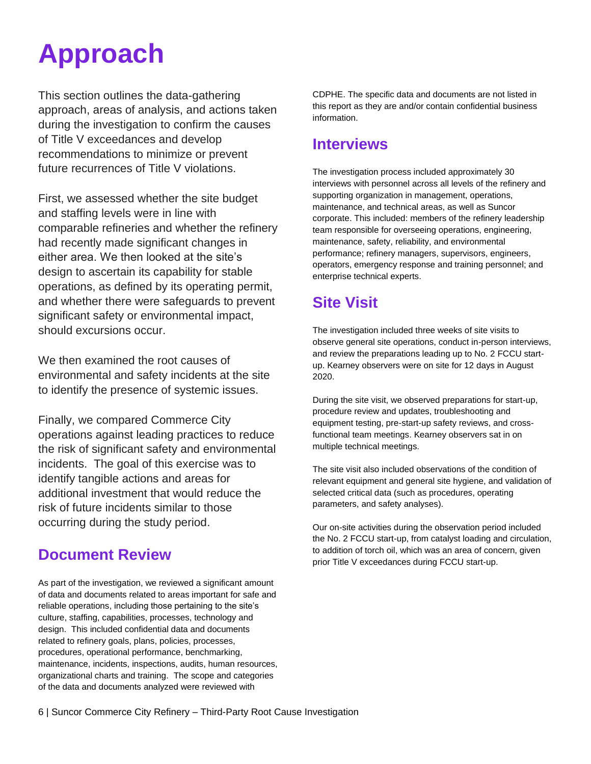# Approach

This section outlines the data-gathering approach, areas of analysis, and actions taken during the investigation to confirm the causes of Title V exceedances and develop recommendations to minimize or prevent future recurrences of Title V violations.

First, we assessed whether the site budget and staffing levels were in line with comparable refineries and whether the refinery had recently made significant changes in either area. We then looked at the site's design to ascertain its capability for stable operations, as defined by its operating permit, and whether there were safeguards to prevent significant safety or environmental impact, should excursions occur.

We then examined the root causes of environmental and safety incidents at the site to identify the presence of systemic issues.

Finally, we compared Commerce City operations against leading practices to reduce the risk of significant safety and environmental incidents. The goal of this exercise was to identify tangible actions and areas for additional investment that would reduce the risk of future incidents similar to those occurring during the study period.

## Document Review

As part of the investigation, we reviewed a significant amount of data and documents related to areas important for safe and reliable operations, including those pertaining to the site's culture, staffing, capabilities, processes, technology and design. This included confidential data and documents related to refinery goals, plans, policies, processes, procedures, operational performance, benchmarking, maintenance, incidents, inspections, audits, human resources, organizational charts and training. The scope and categories of the data and documents analyzed were reviewed with CDPHE. The specific data and documents are not listed in this report as they are and/or contain confidential business information.

## Interviews

The investigation process included approximately 30 interviews with personnel across all levels of the refinery and supporting organization in management, operations, maintenance, and technical areas, as well as Suncor corporate. This included: members of the refinery leadership team responsible for overseeing operations, engineering, maintenance, safety, reliability, and environmental performance; refinery managers, supervisors, engineers, operators, emergency response and training personnel; and enterprise technical experts.

## Site Visit

The investigation included three weeks of site visits to observe general site operations, conduct in-person interviews, and review the preparations leading up to No. 2 FCCU start-up. Kearney observers were on site for 12 days in August 2020.

During the site visit, we observed preparations for start-up, procedure review and updates, troubleshooting and equipment testing, pre-start-up safety reviews, and cross-functional team meetings. Kearney observers sat in on multiple technical meetings.

The site visit also included observations of the condition of relevant equipment and general site hygiene, and validation of selected critical data (such as procedures, operating parameters, and safety analyses).

Our on-site activities during the observation period included the No. 2 FCCU start-up, from catalyst loading and circulation, to addition of torch oil, which was an area of concern, given prior Title V exceedances during FCCU start-up.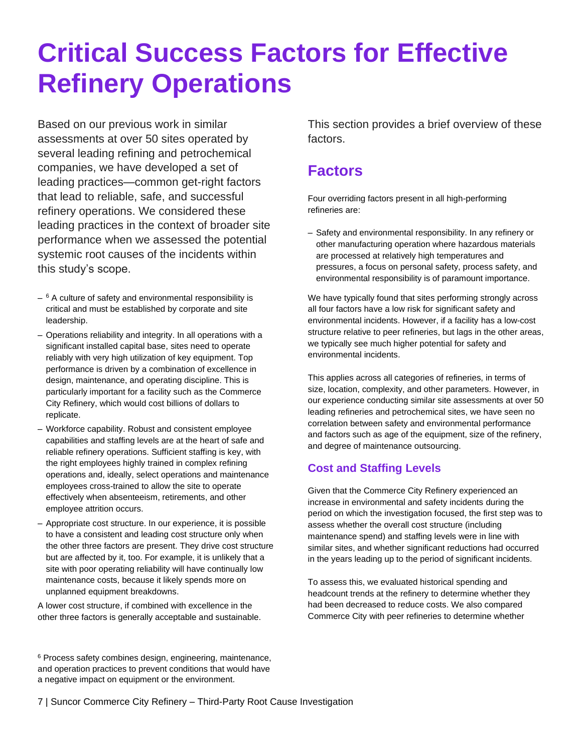# Critical Success Factors for Effective Refinery Operations

Based on our previous work in similar assessments at over 50 sites operated by several leading refining and petrochemical companies, we have developed a set of leading practices—common get-right factors that lead to reliable, safe, and successful refinery operations. We considered these leading practices in the context of broader site performance when we assessed the potential systemic root causes of the incidents within this study's scope.

This section provides a brief overview of these factors.

## Factors

Four overriding factors present in all high-performing refineries are:

– Safety and environmental responsibility. In any refinery or other manufacturing operation where hazardous materials are processed at relatively high temperatures and pressures, a focus on personal safety, process safety, and environmental responsibility is of paramount importance.

– [6] A culture of safety and environmental responsibility is critical and must be established by corporate and site leadership.

– Operations reliability and integrity. In all operations with a significant installed capital base, sites need to operate reliably with very high utilization of key equipment. Top performance is driven by a combination of excellence in design, maintenance, and operating discipline. This is particularly important for a facility such as the Commerce City Refinery, which would cost billions of dollars to replicate.

– Workforce capability. Robust and consistent employee capabilities and staffing levels are at the heart of safe and reliable refinery operations. Sufficient staffing is key, with the right employees highly trained in complex refining operations and, ideally, select operations and maintenance employees cross-trained to allow the site to operate effectively when absenteeism, retirements, and other employee attrition occurs.

– Appropriate cost structure. In our experience, it is possible to have a consistent and leading cost structure only when the other three factors are present. They drive cost structure but are affected by it, too. For example, it is unlikely that a site with poor operating reliability will have continually low maintenance costs, because it likely spends more on unplanned equipment breakdowns.

A lower cost structure, if combined with excellence in the other three factors is generally acceptable and sustainable.

We have typically found that sites performing strongly across all four factors have a low risk for significant safety and environmental incidents. However, if a facility has a low-cost structure relative to peer refineries, but lags in the other areas, we typically see much higher potential for safety and environmental incidents.

This applies across all categories of refineries, in terms of size, location, complexity, and other parameters. However, in our experience conducting similar site assessments at over 50 leading refineries and petrochemical sites, we have seen no correlation between safety and environmental performance and factors such as age of the equipment, size of the refinery, and degree of maintenance outsourcing.

### Cost and Staffing Levels

Given that the Commerce City Refinery experienced an increase in environmental and safety incidents during the period on which the investigation focused, the first step was to assess whether the overall cost structure (including maintenance spend) and staffing levels were in line with similar sites, and whether significant reductions had occurred in the years leading up to the period of significant incidents.

To assess this, we evaluated historical spending and headcount trends at the refinery to determine whether they had been decreased to reduce costs. We also compared Commerce City with peer refineries to determine whether

[6] Process safety combines design, engineering, maintenance, and operation practices to prevent conditions that would have a negative impact on equipment or the environment.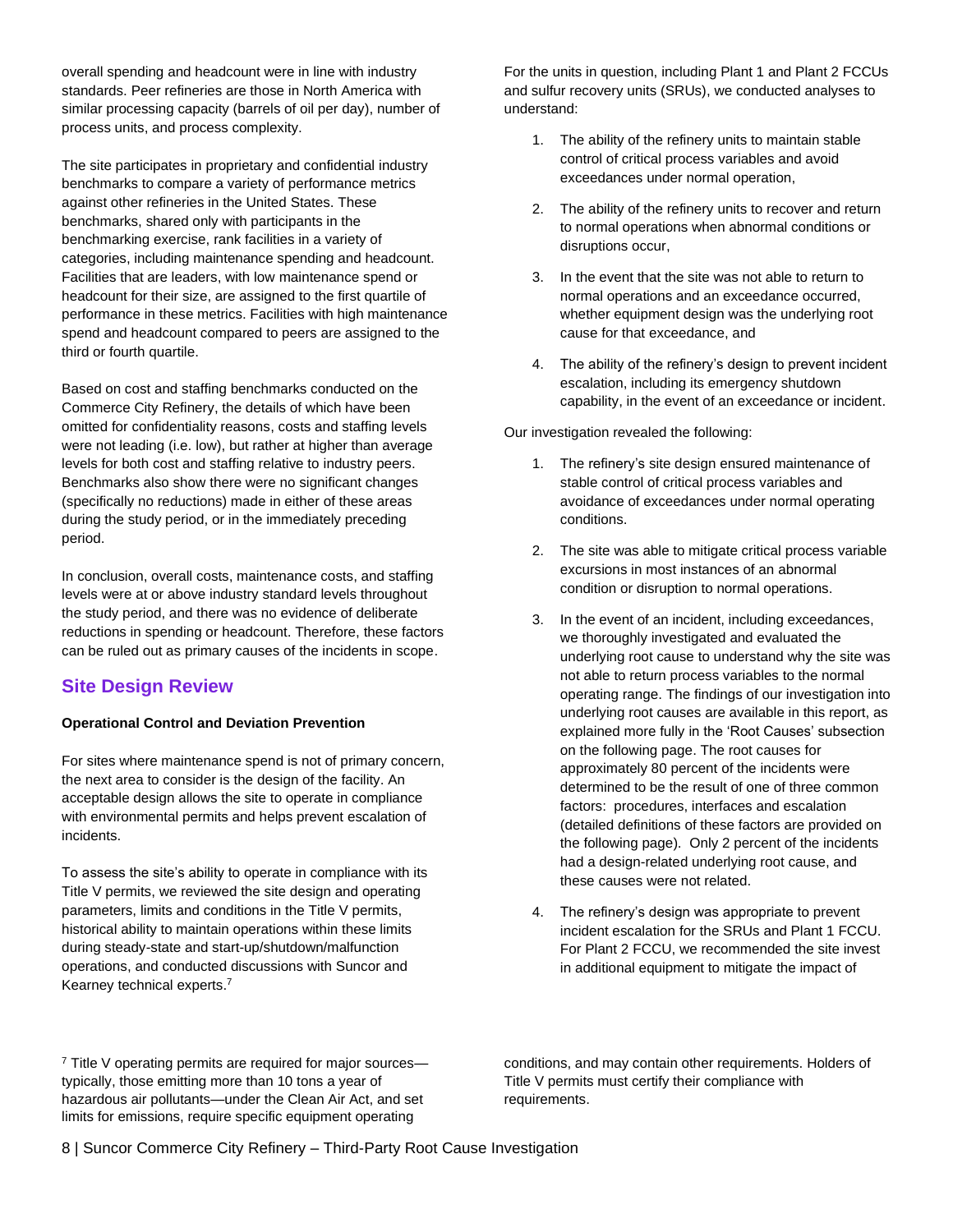overall spending and headcount were in line with industry standards. Peer refineries are those in North America with similar processing capacity (barrels of oil per day), number of process units, and process complexity.

The site participates in proprietary and confidential industry benchmarks to compare a variety of performance metrics against other refineries in the United States. These benchmarks, shared only with participants in the benchmarking exercise, rank facilities in a variety of categories, including maintenance spending and headcount. Facilities that are leaders, with low maintenance spend or headcount for their size, are assigned to the first quartile of performance in these metrics. Facilities with high maintenance spend and headcount compared to peers are assigned to the third or fourth quartile.

Based on cost and staffing benchmarks conducted on the Commerce City Refinery, the details of which have been omitted for confidentiality reasons, costs and staffing levels were not leading (i.e. low), but rather at higher than average levels for both cost and staffing relative to industry peers. Benchmarks also show there were no significant changes (specifically no reductions) made in either of these areas during the study period, or in the immediately preceding period.

In conclusion, overall costs, maintenance costs, and staffing levels were at or above industry standard levels throughout the study period, and there was no evidence of deliberate reductions in spending or headcount. Therefore, these factors can be ruled out as primary causes of the incidents in scope.

## Site Design Review

**Operational Control and Deviation Prevention**

For sites where maintenance spend is not of primary concern, the next area to consider is the design of the facility. An acceptable design allows the site to operate in compliance with environmental permits and helps prevent escalation of incidents.

To assess the site's ability to operate in compliance with its Title V permits, we reviewed the site design and operating parameters, limits and conditions in the Title V permits, historical ability to maintain operations within these limits during steady-state and start-up/shutdown/malfunction operations, and conducted discussions with Suncor and Kearney technical experts.[7]

For the units in question, including Plant 1 and Plant 2 FCCUs and sulfur recovery units (SRUs), we conducted analyses to understand:

1. The ability of the refinery units to maintain stable control of critical process variables and avoid exceedances under normal operation,
2. The ability of the refinery units to recover and return to normal operations when abnormal conditions or disruptions occur,
3. In the event that the site was not able to return to normal operations and an exceedance occurred, whether equipment design was the underlying root cause for that exceedance, and
4. The ability of the refinery's design to prevent incident escalation, including its emergency shutdown capability, in the event of an exceedance or incident.

Our investigation revealed the following:

1. The refinery's site design ensured maintenance of stable control of critical process variables and avoidance of exceedances under normal operating conditions.
2. The site was able to mitigate critical process variable excursions in most instances of an abnormal condition or disruption to normal operations.
3. In the event of an incident, including exceedances, we thoroughly investigated and evaluated the underlying root cause to understand why the site was not able to return process variables to the normal operating range. The findings of our investigation into underlying root causes are available in this report, as explained more fully in the 'Root Causes' subsection on the following page. The root causes for approximately 80 percent of the incidents were determined to be the result of one of three common factors: procedures, interfaces and escalation (detailed definitions of these factors are provided on the following page). Only 2 percent of the incidents had a design-related underlying root cause, and these causes were not related.
4. The refinery's design was appropriate to prevent incident escalation for the SRUs and Plant 1 FCCU. For Plant 2 FCCU, we recommended the site invest in additional equipment to mitigate the impact of

[7] Title V operating permits are required for major sources—typically, those emitting more than 10 tons a year of hazardous air pollutants—under the Clean Air Act, and set limits for emissions, require specific equipment operating conditions, and may contain other requirements. Holders of Title V permits must certify their compliance with requirements.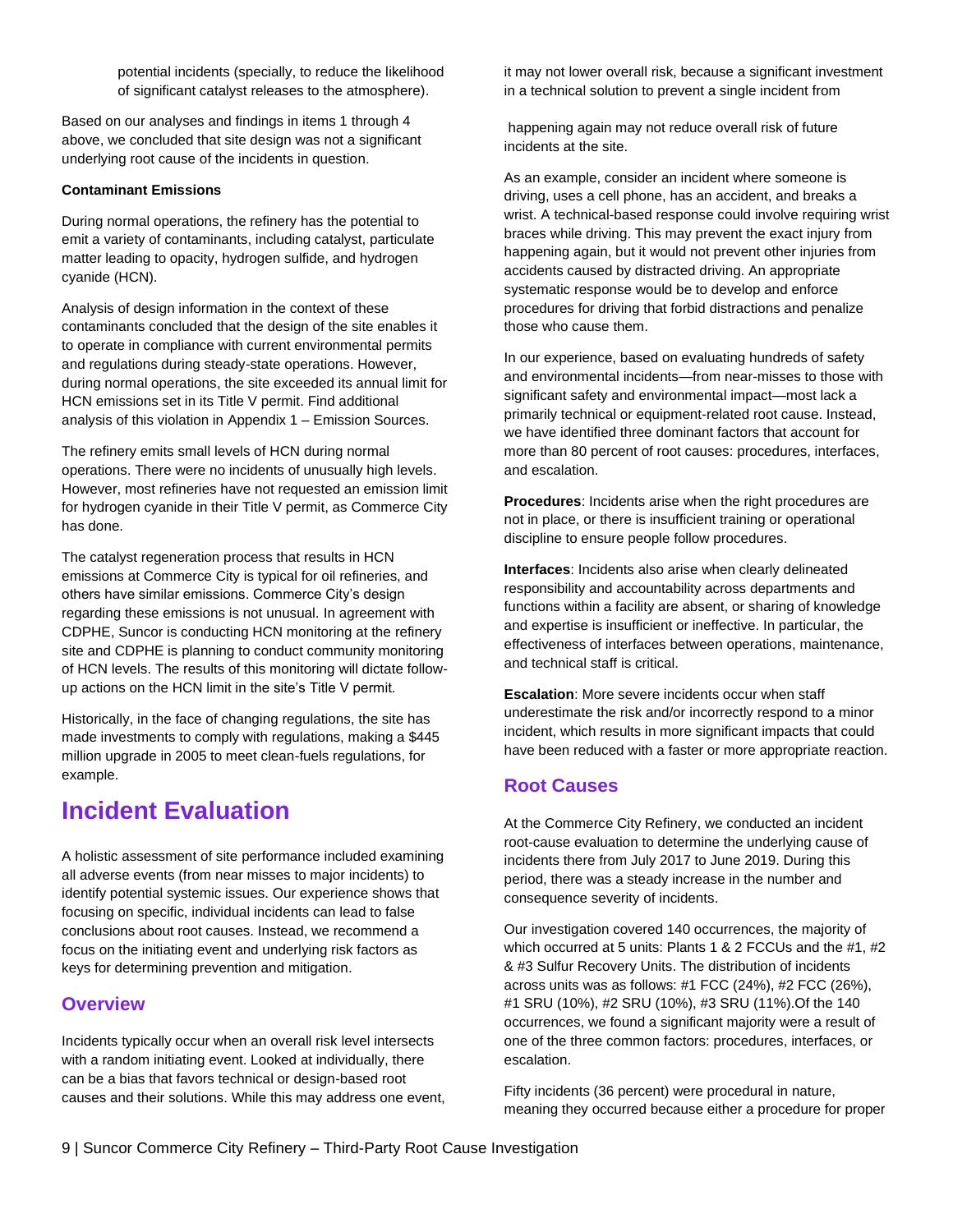potential incidents (specially, to reduce the likelihood of significant catalyst releases to the atmosphere).

Based on our analyses and findings in items 1 through 4 above, we concluded that site design was not a significant underlying root cause of the incidents in question.

**Contaminant Emissions**

During normal operations, the refinery has the potential to emit a variety of contaminants, including catalyst, particulate matter leading to opacity, hydrogen sulfide, and hydrogen cyanide (HCN).

Analysis of design information in the context of these contaminants concluded that the design of the site enables it to operate in compliance with current environmental permits and regulations during steady-state operations. However, during normal operations, the site exceeded its annual limit for HCN emissions set in its Title V permit. Find additional analysis of this violation in Appendix 1 – Emission Sources.

The refinery emits small levels of HCN during normal operations. There were no incidents of unusually high levels. However, most refineries have not requested an emission limit for hydrogen cyanide in their Title V permit, as Commerce City has done.

The catalyst regeneration process that results in HCN emissions at Commerce City is typical for oil refineries, and others have similar emissions. Commerce City's design regarding these emissions is not unusual. In agreement with CDPHE, Suncor is conducting HCN monitoring at the refinery site and CDPHE is planning to conduct community monitoring of HCN levels. The results of this monitoring will dictate follow-up actions on the HCN limit in the site's Title V permit.

Historically, in the face of changing regulations, the site has made investments to comply with regulations, making a $445 million upgrade in 2005 to meet clean-fuels regulations, for example.

# Incident Evaluation

A holistic assessment of site performance included examining all adverse events (from near misses to major incidents) to identify potential systemic issues. Our experience shows that focusing on specific, individual incidents can lead to false conclusions about root causes. Instead, we recommend a focus on the initiating event and underlying risk factors as keys for determining prevention and mitigation.

## Overview

Incidents typically occur when an overall risk level intersects with a random initiating event. Looked at individually, there can be a bias that favors technical or design-based root causes and their solutions. While this may address one event, it may not lower overall risk, because a significant investment in a technical solution to prevent a single incident from happening again may not reduce overall risk of future incidents at the site.

As an example, consider an incident where someone is driving, uses a cell phone, has an accident, and breaks a wrist. A technical-based response could involve requiring wrist braces while driving. This may prevent the exact injury from happening again, but it would not prevent other injuries from accidents caused by distracted driving. An appropriate systematic response would be to develop and enforce procedures for driving that forbid distractions and penalize those who cause them.

In our experience, based on evaluating hundreds of safety and environmental incidents—from near-misses to those with significant safety and environmental impact—most lack a primarily technical or equipment-related root cause. Instead, we have identified three dominant factors that account for more than 80 percent of root causes: procedures, interfaces, and escalation.

**Procedures**: Incidents arise when the right procedures are not in place, or there is insufficient training or operational discipline to ensure people follow procedures.

**Interfaces**: Incidents also arise when clearly delineated responsibility and accountability across departments and functions within a facility are absent, or sharing of knowledge and expertise is insufficient or ineffective. In particular, the effectiveness of interfaces between operations, maintenance, and technical staff is critical.

**Escalation**: More severe incidents occur when staff underestimate the risk and/or incorrectly respond to a minor incident, which results in more significant impacts that could have been reduced with a faster or more appropriate reaction.

## Root Causes

At the Commerce City Refinery, we conducted an incident root-cause evaluation to determine the underlying cause of incidents there from July 2017 to June 2019. During this period, there was a steady increase in the number and consequence severity of incidents.

Our investigation covered 140 occurrences, the majority of which occurred at 5 units: Plants 1 & 2 FCCUs and the #1, #2 & #3 Sulfur Recovery Units. The distribution of incidents across units was as follows: #1 FCC (24%), #2 FCC (26%), #1 SRU (10%), #2 SRU (10%), #3 SRU (11%).Of the 140 occurrences, we found a significant majority were a result of one of the three common factors: procedures, interfaces, or escalation.

Fifty incidents (36 percent) were procedural in nature, meaning they occurred because either a procedure for proper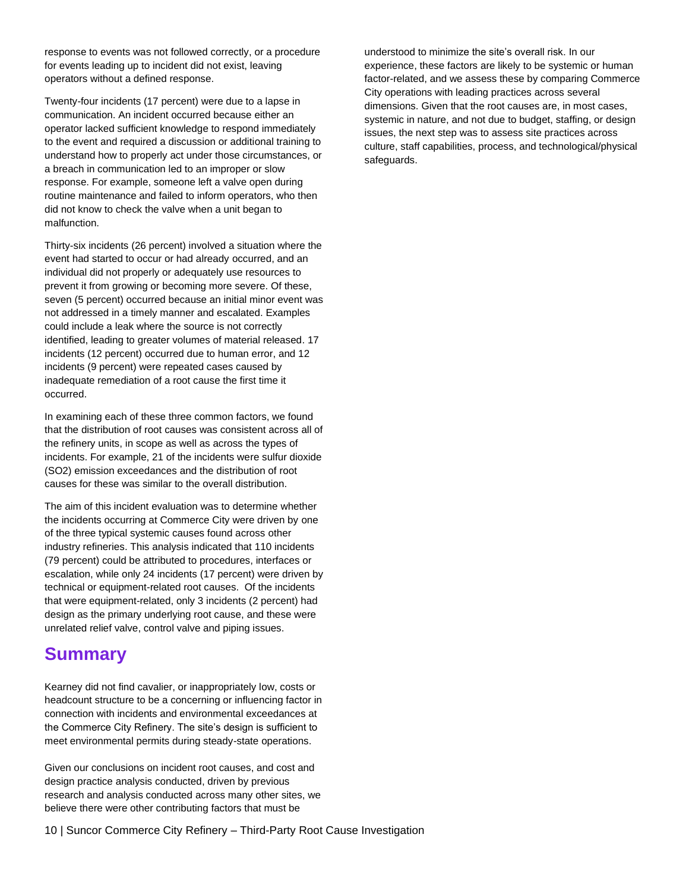response to events was not followed correctly, or a procedure for events leading up to incident did not exist, leaving operators without a defined response.

Twenty-four incidents (17 percent) were due to a lapse in communication. An incident occurred because either an operator lacked sufficient knowledge to respond immediately to the event and required a discussion or additional training to understand how to properly act under those circumstances, or a breach in communication led to an improper or slow response. For example, someone left a valve open during routine maintenance and failed to inform operators, who then did not know to check the valve when a unit began to malfunction.

Thirty-six incidents (26 percent) involved a situation where the event had started to occur or had already occurred, and an individual did not properly or adequately use resources to prevent it from growing or becoming more severe. Of these, seven (5 percent) occurred because an initial minor event was not addressed in a timely manner and escalated. Examples could include a leak where the source is not correctly identified, leading to greater volumes of material released. 17 incidents (12 percent) occurred due to human error, and 12 incidents (9 percent) were repeated cases caused by inadequate remediation of a root cause the first time it occurred.

In examining each of these three common factors, we found that the distribution of root causes was consistent across all of the refinery units, in scope as well as across the types of incidents. For example, 21 of the incidents were sulfur dioxide ($SO_2$) emission exceedances and the distribution of root causes for these was similar to the overall distribution.

The aim of this incident evaluation was to determine whether the incidents occurring at Commerce City were driven by one of the three typical systemic causes found across other industry refineries. This analysis indicated that 110 incidents (79 percent) could be attributed to procedures, interfaces or escalation, while only 24 incidents (17 percent) were driven by technical or equipment-related root causes. Of the incidents that were equipment-related, only 3 incidents (2 percent) had design as the primary underlying root cause, and these were unrelated relief valve, control valve and piping issues.

## Summary

Kearney did not find cavalier, or inappropriately low, costs or headcount structure to be a concerning or influencing factor in connection with incidents and environmental exceedances at the Commerce City Refinery. The site's design is sufficient to meet environmental permits during steady-state operations.

Given our conclusions on incident root causes, and cost and design practice analysis conducted, driven by previous research and analysis conducted across many other sites, we believe there were other contributing factors that must be understood to minimize the site's overall risk. In our experience, these factors are likely to be systemic or human factor-related, and we assess these by comparing Commerce City operations with leading practices across several dimensions. Given that the root causes are, in most cases, systemic in nature, and not due to budget, staffing, or design issues, the next step was to assess site practices across culture, staff capabilities, process, and technological/physical safeguards.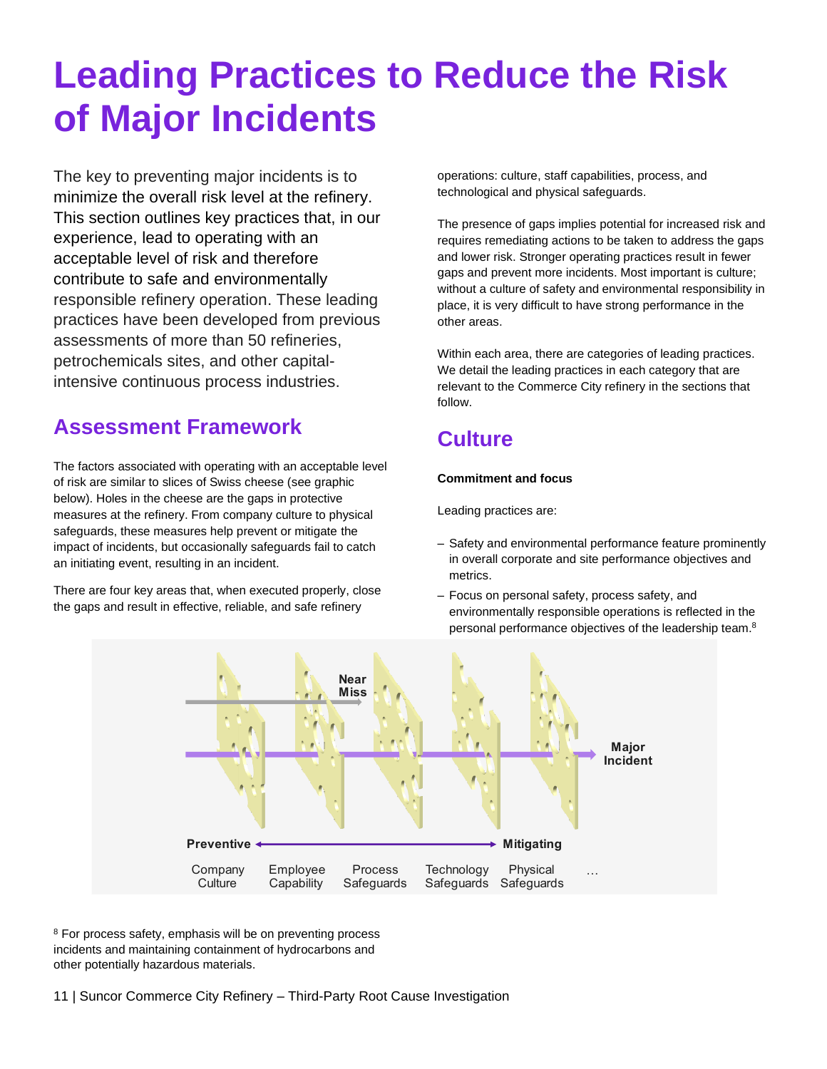# Leading Practices to Reduce the Risk of Major Incidents

The key to preventing major incidents is to minimize the overall risk level at the refinery. This section outlines key practices that, in our experience, lead to operating with an acceptable level of risk and therefore contribute to safe and environmentally responsible refinery operation. These leading practices have been developed from previous assessments of more than 50 refineries, petrochemicals sites, and other capital-intensive continuous process industries.

## Assessment Framework

The factors associated with operating with an acceptable level of risk are similar to slices of Swiss cheese (see graphic below). Holes in the cheese are the gaps in protective measures at the refinery. From company culture to physical safeguards, these measures help prevent or mitigate the impact of incidents, but occasionally safeguards fail to catch an initiating event, resulting in an incident.

There are four key areas that, when executed properly, close the gaps and result in effective, reliable, and safe refinery operations: culture, staff capabilities, process, and technological and physical safeguards.

The presence of gaps implies potential for increased risk and requires remediating actions to be taken to address the gaps and lower risk. Stronger operating practices result in fewer gaps and prevent more incidents. Most important is culture; without a culture of safety and environmental responsibility in place, it is very difficult to have strong performance in the other areas.

Within each area, there are categories of leading practices. We detail the leading practices in each category that are relevant to the Commerce City refinery in the sections that follow.

## Culture

**Commitment and focus**

Leading practices are:

- Safety and environmental performance feature prominently in overall corporate and site performance objectives and metrics.
- Focus on personal safety, process safety, and environmentally responsible operations is reflected in the personal performance objectives of the leadership team.[8]

Near Miss

Major Incident

Preventive

Mitigating

Company Culture

Employee Capability

Process Safeguards

Technology Safeguards

Physical Safeguards

…

[8] For process safety, emphasis will be on preventing process incidents and maintaining containment of hydrocarbons and other potentially hazardous materials.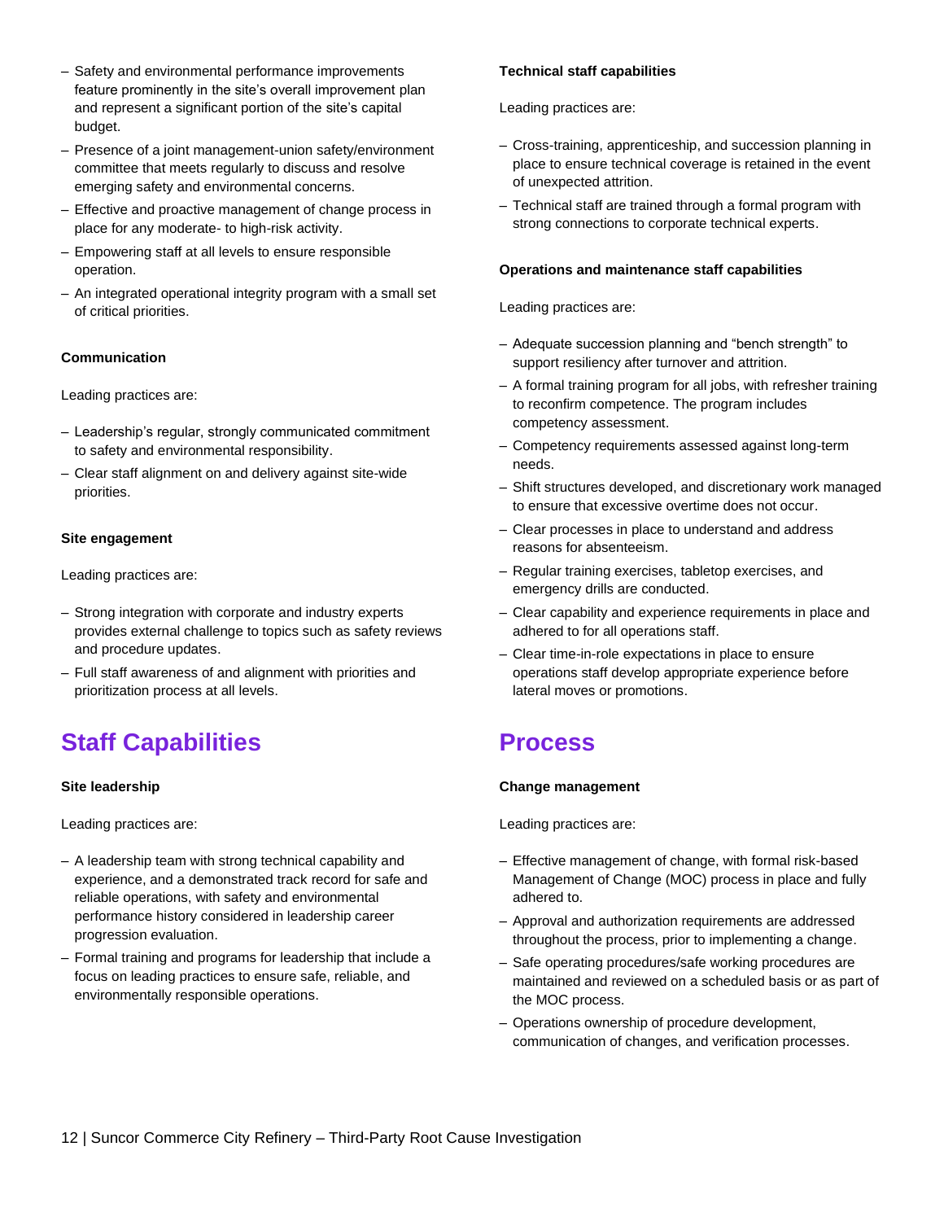- Safety and environmental performance improvements feature prominently in the site's overall improvement plan and represent a significant portion of the site's capital budget.
- Presence of a joint management-union safety/environment committee that meets regularly to discuss and resolve emerging safety and environmental concerns.
- Effective and proactive management of change process in place for any moderate- to high-risk activity.
- Empowering staff at all levels to ensure responsible operation.
- An integrated operational integrity program with a small set of critical priorities.

**Communication**

Leading practices are:

- Leadership's regular, strongly communicated commitment to safety and environmental responsibility.
- Clear staff alignment on and delivery against site-wide priorities.

**Site engagement**

Leading practices are:

- Strong integration with corporate and industry experts provides external challenge to topics such as safety reviews and procedure updates.
- Full staff awareness of and alignment with priorities and prioritization process at all levels.

## Staff Capabilities

**Site leadership**

Leading practices are:

- A leadership team with strong technical capability and experience, and a demonstrated track record for safe and reliable operations, with safety and environmental performance history considered in leadership career progression evaluation.
- Formal training and programs for leadership that include a focus on leading practices to ensure safe, reliable, and environmentally responsible operations.

**Technical staff capabilities**

Leading practices are:

- Cross-training, apprenticeship, and succession planning in place to ensure technical coverage is retained in the event of unexpected attrition.
- Technical staff are trained through a formal program with strong connections to corporate technical experts.

**Operations and maintenance staff capabilities**

Leading practices are:

- Adequate succession planning and "bench strength" to support resiliency after turnover and attrition.
- A formal training program for all jobs, with refresher training to reconfirm competence. The program includes competency assessment.
- Competency requirements assessed against long-term needs.
- Shift structures developed, and discretionary work managed to ensure that excessive overtime does not occur.
- Clear processes in place to understand and address reasons for absenteeism.
- Regular training exercises, tabletop exercises, and emergency drills are conducted.
- Clear capability and experience requirements in place and adhered to for all operations staff.
- Clear time-in-role expectations in place to ensure operations staff develop appropriate experience before lateral moves or promotions.

## Process

**Change management**

Leading practices are:

- Effective management of change, with formal risk-based Management of Change (MOC) process in place and fully adhered to.
- Approval and authorization requirements are addressed throughout the process, prior to implementing a change.
- Safe operating procedures/safe working procedures are maintained and reviewed on a scheduled basis or as part of the MOC process.
- Operations ownership of procedure development, communication of changes, and verification processes.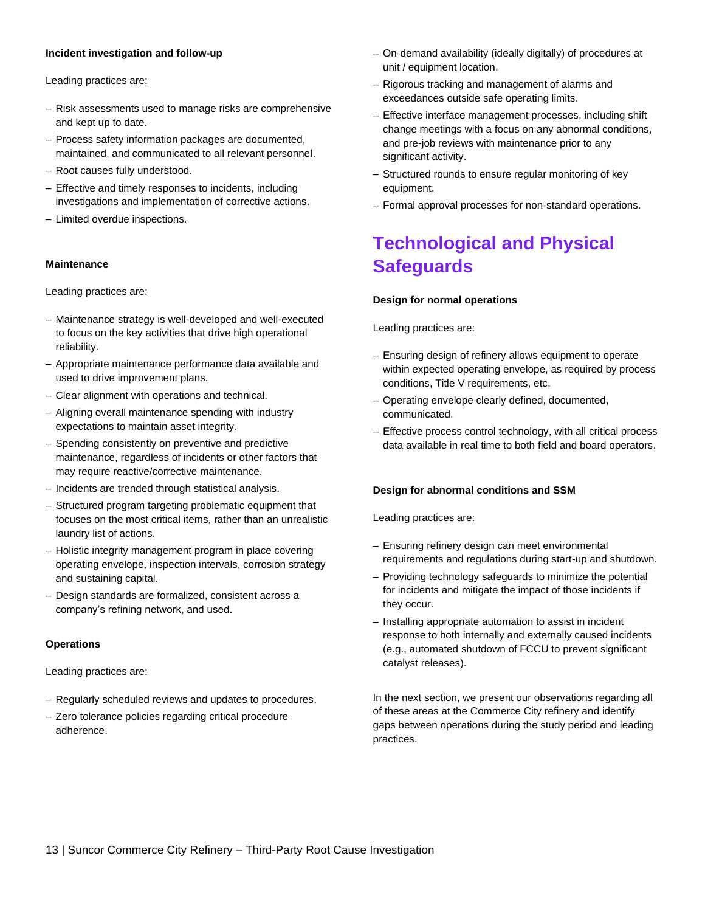#### Incident investigation and follow-up

Leading practices are:

- Risk assessments used to manage risks are comprehensive and kept up to date.
- Process safety information packages are documented, maintained, and communicated to all relevant personnel.
- Root causes fully understood.
- Effective and timely responses to incidents, including investigations and implementation of corrective actions.
- Limited overdue inspections.

#### Maintenance

Leading practices are:

- Maintenance strategy is well-developed and well-executed to focus on the key activities that drive high operational reliability.
- Appropriate maintenance performance data available and used to drive improvement plans.
- Clear alignment with operations and technical.
- Aligning overall maintenance spending with industry expectations to maintain asset integrity.
- Spending consistently on preventive and predictive maintenance, regardless of incidents or other factors that may require reactive/corrective maintenance.
- Incidents are trended through statistical analysis.
- Structured program targeting problematic equipment that focuses on the most critical items, rather than an unrealistic laundry list of actions.
- Holistic integrity management program in place covering operating envelope, inspection intervals, corrosion strategy and sustaining capital.
- Design standards are formalized, consistent across a company's refining network, and used.

#### Operations

Leading practices are:

- Regularly scheduled reviews and updates to procedures.
- Zero tolerance policies regarding critical procedure adherence.
- On-demand availability (ideally digitally) of procedures at unit / equipment location.
- Rigorous tracking and management of alarms and exceedances outside safe operating limits.
- Effective interface management processes, including shift change meetings with a focus on any abnormal conditions, and pre-job reviews with maintenance prior to any significant activity.
- Structured rounds to ensure regular monitoring of key equipment.
- Formal approval processes for non-standard operations.

## Technological and Physical Safeguards

#### Design for normal operations

Leading practices are:

- Ensuring design of refinery allows equipment to operate within expected operating envelope, as required by process conditions, Title V requirements, etc.
- Operating envelope clearly defined, documented, communicated.
- Effective process control technology, with all critical process data available in real time to both field and board operators.

#### Design for abnormal conditions and SSM

Leading practices are:

- Ensuring refinery design can meet environmental requirements and regulations during start-up and shutdown.
- Providing technology safeguards to minimize the potential for incidents and mitigate the impact of those incidents if they occur.
- Installing appropriate automation to assist in incident response to both internally and externally caused incidents (e.g., automated shutdown of FCCU to prevent significant catalyst releases).

In the next section, we present our observations regarding all of these areas at the Commerce City refinery and identify gaps between operations during the study period and leading practices.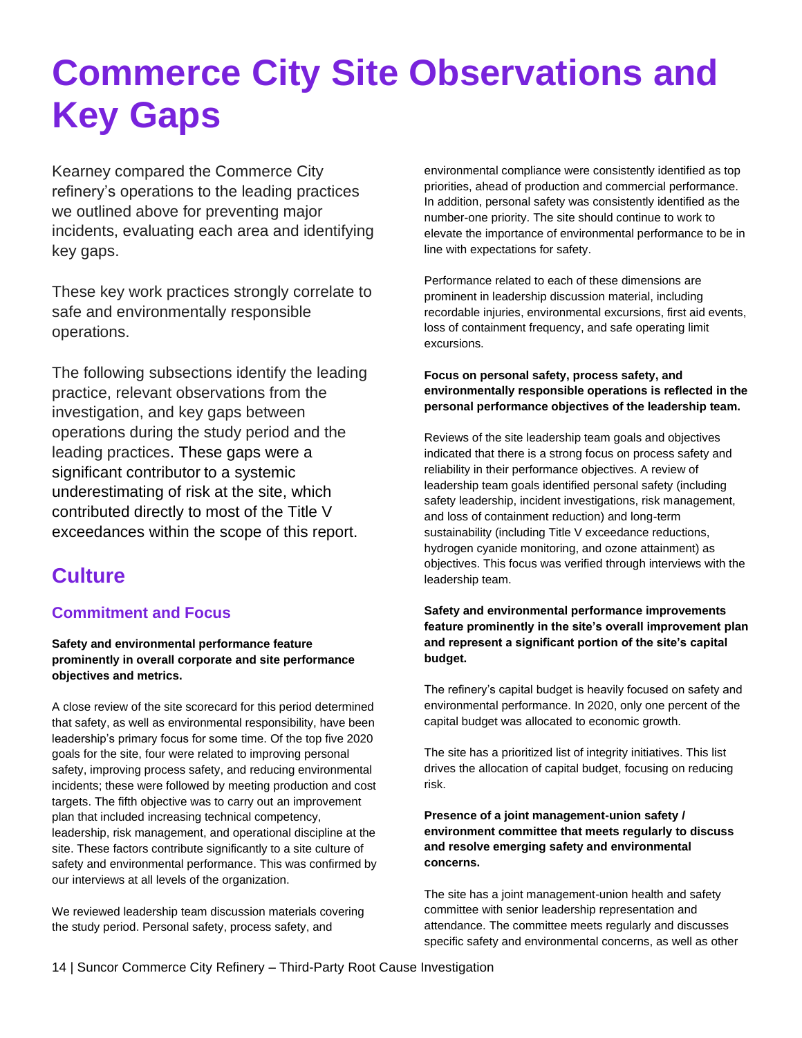# Commerce City Site Observations and Key Gaps

Kearney compared the Commerce City refinery's operations to the leading practices we outlined above for preventing major incidents, evaluating each area and identifying key gaps.

These key work practices strongly correlate to safe and environmentally responsible operations.

The following subsections identify the leading practice, relevant observations from the investigation, and key gaps between operations during the study period and the leading practices. These gaps were a significant contributor to a systemic underestimating of risk at the site, which contributed directly to most of the Title V exceedances within the scope of this report.

## Culture

### Commitment and Focus

**Safety and environmental performance feature prominently in overall corporate and site performance objectives and metrics.**

A close review of the site scorecard for this period determined that safety, as well as environmental responsibility, have been leadership's primary focus for some time. Of the top five 2020 goals for the site, four were related to improving personal safety, improving process safety, and reducing environmental incidents; these were followed by meeting production and cost targets. The fifth objective was to carry out an improvement plan that included increasing technical competency, leadership, risk management, and operational discipline at the site. These factors contribute significantly to a site culture of safety and environmental performance. This was confirmed by our interviews at all levels of the organization.

We reviewed leadership team discussion materials covering the study period. Personal safety, process safety, and environmental compliance were consistently identified as top priorities, ahead of production and commercial performance. In addition, personal safety was consistently identified as the number-one priority. The site should continue to work to elevate the importance of environmental performance to be in line with expectations for safety.

Performance related to each of these dimensions are prominent in leadership discussion material, including recordable injuries, environmental excursions, first aid events, loss of containment frequency, and safe operating limit excursions.

**Focus on personal safety, process safety, and environmentally responsible operations is reflected in the personal performance objectives of the leadership team.**

Reviews of the site leadership team goals and objectives indicated that there is a strong focus on process safety and reliability in their performance objectives. A review of leadership team goals identified personal safety (including safety leadership, incident investigations, risk management, and loss of containment reduction) and long-term sustainability (including Title V exceedance reductions, hydrogen cyanide monitoring, and ozone attainment) as objectives. This focus was verified through interviews with the leadership team.

**Safety and environmental performance improvements feature prominently in the site's overall improvement plan and represent a significant portion of the site's capital budget.**

The refinery's capital budget is heavily focused on safety and environmental performance. In 2020, only one percent of the capital budget was allocated to economic growth.

The site has a prioritized list of integrity initiatives. This list drives the allocation of capital budget, focusing on reducing risk.

**Presence of a joint management-union safety / environment committee that meets regularly to discuss and resolve emerging safety and environmental concerns.**

The site has a joint management-union health and safety committee with senior leadership representation and attendance. The committee meets regularly and discusses specific safety and environmental concerns, as well as other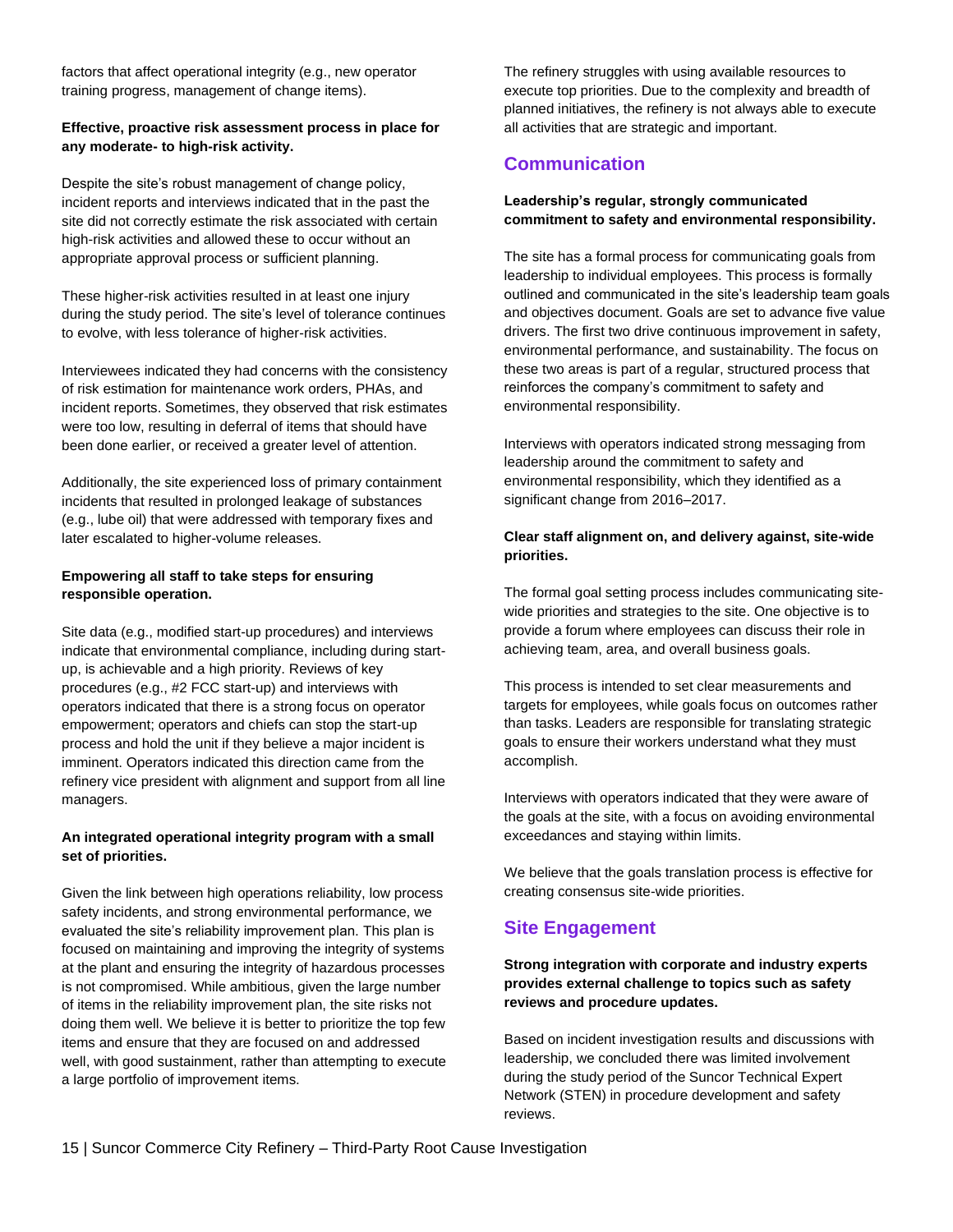factors that affect operational integrity (e.g., new operator training progress, management of change items).

**Effective, proactive risk assessment process in place for any moderate- to high-risk activity.**

Despite the site's robust management of change policy, incident reports and interviews indicated that in the past the site did not correctly estimate the risk associated with certain high-risk activities and allowed these to occur without an appropriate approval process or sufficient planning.

These higher-risk activities resulted in at least one injury during the study period. The site's level of tolerance continues to evolve, with less tolerance of higher-risk activities.

Interviewees indicated they had concerns with the consistency of risk estimation for maintenance work orders, PHAs, and incident reports. Sometimes, they observed that risk estimates were too low, resulting in deferral of items that should have been done earlier, or received a greater level of attention.

Additionally, the site experienced loss of primary containment incidents that resulted in prolonged leakage of substances (e.g., lube oil) that were addressed with temporary fixes and later escalated to higher-volume releases.

**Empowering all staff to take steps for ensuring responsible operation.**

Site data (e.g., modified start-up procedures) and interviews indicate that environmental compliance, including during start-up, is achievable and a high priority. Reviews of key procedures (e.g., #2 FCC start-up) and interviews with operators indicated that there is a strong focus on operator empowerment; operators and chiefs can stop the start-up process and hold the unit if they believe a major incident is imminent. Operators indicated this direction came from the refinery vice president with alignment and support from all line managers.

**An integrated operational integrity program with a small set of priorities.**

Given the link between high operations reliability, low process safety incidents, and strong environmental performance, we evaluated the site's reliability improvement plan. This plan is focused on maintaining and improving the integrity of systems at the plant and ensuring the integrity of hazardous processes is not compromised. While ambitious, given the large number of items in the reliability improvement plan, the site risks not doing them well. We believe it is better to prioritize the top few items and ensure that they are focused on and addressed well, with good sustainment, rather than attempting to execute a large portfolio of improvement items.

The refinery struggles with using available resources to execute top priorities. Due to the complexity and breadth of planned initiatives, the refinery is not always able to execute all activities that are strategic and important.

## Communication

**Leadership's regular, strongly communicated commitment to safety and environmental responsibility.**

The site has a formal process for communicating goals from leadership to individual employees. This process is formally outlined and communicated in the site's leadership team goals and objectives document. Goals are set to advance five value drivers. The first two drive continuous improvement in safety, environmental performance, and sustainability. The focus on these two areas is part of a regular, structured process that reinforces the company's commitment to safety and environmental responsibility.

Interviews with operators indicated strong messaging from leadership around the commitment to safety and environmental responsibility, which they identified as a significant change from 2016–2017.

**Clear staff alignment on, and delivery against, site-wide priorities.**

The formal goal setting process includes communicating site-wide priorities and strategies to the site. One objective is to provide a forum where employees can discuss their role in achieving team, area, and overall business goals.

This process is intended to set clear measurements and targets for employees, while goals focus on outcomes rather than tasks. Leaders are responsible for translating strategic goals to ensure their workers understand what they must accomplish.

Interviews with operators indicated that they were aware of the goals at the site, with a focus on avoiding environmental exceedances and staying within limits.

We believe that the goals translation process is effective for creating consensus site-wide priorities.

## Site Engagement

**Strong integration with corporate and industry experts provides external challenge to topics such as safety reviews and procedure updates.**

Based on incident investigation results and discussions with leadership, we concluded there was limited involvement during the study period of the Suncor Technical Expert Network (STEN) in procedure development and safety reviews.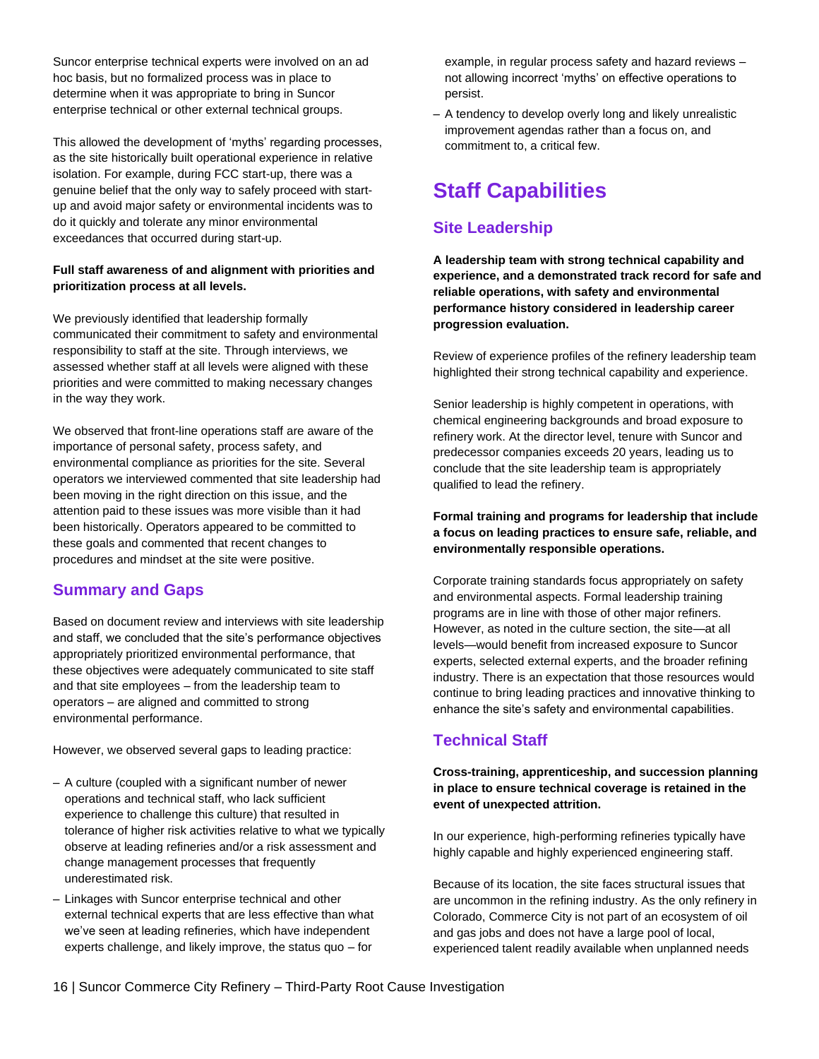Suncor enterprise technical experts were involved on an ad hoc basis, but no formalized process was in place to determine when it was appropriate to bring in Suncor enterprise technical or other external technical groups.

This allowed the development of 'myths' regarding processes, as the site historically built operational experience in relative isolation. For example, during FCC start-up, there was a genuine belief that the only way to safely proceed with start-up and avoid major safety or environmental incidents was to do it quickly and tolerate any minor environmental exceedances that occurred during start-up.

**Full staff awareness of and alignment with priorities and prioritization process at all levels.**

We previously identified that leadership formally communicated their commitment to safety and environmental responsibility to staff at the site. Through interviews, we assessed whether staff at all levels were aligned with these priorities and were committed to making necessary changes in the way they work.

We observed that front-line operations staff are aware of the importance of personal safety, process safety, and environmental compliance as priorities for the site. Several operators we interviewed commented that site leadership had been moving in the right direction on this issue, and the attention paid to these issues was more visible than it had been historically. Operators appeared to be committed to these goals and commented that recent changes to procedures and mindset at the site were positive.

## Summary and Gaps

Based on document review and interviews with site leadership and staff, we concluded that the site's performance objectives appropriately prioritized environmental performance, that these objectives were adequately communicated to site staff and that site employees – from the leadership team to operators – are aligned and committed to strong environmental performance.

However, we observed several gaps to leading practice:

- A culture (coupled with a significant number of newer operations and technical staff, who lack sufficient experience to challenge this culture) that resulted in tolerance of higher risk activities relative to what we typically observe at leading refineries and/or a risk assessment and change management processes that frequently underestimated risk.
- Linkages with Suncor enterprise technical and other external technical experts that are less effective than what we've seen at leading refineries, which have independent experts challenge, and likely improve, the status quo – for example, in regular process safety and hazard reviews – not allowing incorrect 'myths' on effective operations to persist.
- A tendency to develop overly long and likely unrealistic improvement agendas rather than a focus on, and commitment to, a critical few.

# Staff Capabilities

## Site Leadership

**A leadership team with strong technical capability and experience, and a demonstrated track record for safe and reliable operations, with safety and environmental performance history considered in leadership career progression evaluation.**

Review of experience profiles of the refinery leadership team highlighted their strong technical capability and experience.

Senior leadership is highly competent in operations, with chemical engineering backgrounds and broad exposure to refinery work. At the director level, tenure with Suncor and predecessor companies exceeds 20 years, leading us to conclude that the site leadership team is appropriately qualified to lead the refinery.

**Formal training and programs for leadership that include a focus on leading practices to ensure safe, reliable, and environmentally responsible operations.**

Corporate training standards focus appropriately on safety and environmental aspects. Formal leadership training programs are in line with those of other major refiners. However, as noted in the culture section, the site—at all levels—would benefit from increased exposure to Suncor experts, selected external experts, and the broader refining industry. There is an expectation that those resources would continue to bring leading practices and innovative thinking to enhance the site's safety and environmental capabilities.

## Technical Staff

**Cross-training, apprenticeship, and succession planning in place to ensure technical coverage is retained in the event of unexpected attrition.**

In our experience, high-performing refineries typically have highly capable and highly experienced engineering staff.

Because of its location, the site faces structural issues that are uncommon in the refining industry. As the only refinery in Colorado, Commerce City is not part of an ecosystem of oil and gas jobs and does not have a large pool of local, experienced talent readily available when unplanned needs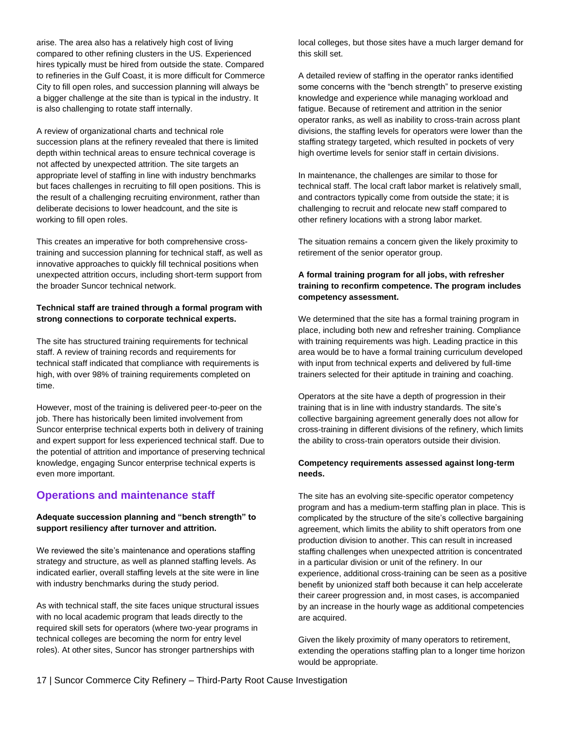arise. The area also has a relatively high cost of living compared to other refining clusters in the US. Experienced hires typically must be hired from outside the state. Compared to refineries in the Gulf Coast, it is more difficult for Commerce City to fill open roles, and succession planning will always be a bigger challenge at the site than is typical in the industry. It is also challenging to rotate staff internally.

A review of organizational charts and technical role succession plans at the refinery revealed that there is limited depth within technical areas to ensure technical coverage is not affected by unexpected attrition. The site targets an appropriate level of staffing in line with industry benchmarks but faces challenges in recruiting to fill open positions. This is the result of a challenging recruiting environment, rather than deliberate decisions to lower headcount, and the site is working to fill open roles.

This creates an imperative for both comprehensive cross-training and succession planning for technical staff, as well as innovative approaches to quickly fill technical positions when unexpected attrition occurs, including short-term support from the broader Suncor technical network.

**Technical staff are trained through a formal program with strong connections to corporate technical experts.**

The site has structured training requirements for technical staff. A review of training records and requirements for technical staff indicated that compliance with requirements is high, with over 98% of training requirements completed on time.

However, most of the training is delivered peer-to-peer on the job. There has historically been limited involvement from Suncor enterprise technical experts both in delivery of training and expert support for less experienced technical staff. Due to the potential of attrition and importance of preserving technical knowledge, engaging Suncor enterprise technical experts is even more important.

## Operations and maintenance staff

**Adequate succession planning and "bench strength" to support resiliency after turnover and attrition.**

We reviewed the site's maintenance and operations staffing strategy and structure, as well as planned staffing levels. As indicated earlier, overall staffing levels at the site were in line with industry benchmarks during the study period.

As with technical staff, the site faces unique structural issues with no local academic program that leads directly to the required skill sets for operators (where two-year programs in technical colleges are becoming the norm for entry level roles). At other sites, Suncor has stronger partnerships with local colleges, but those sites have a much larger demand for this skill set.

A detailed review of staffing in the operator ranks identified some concerns with the "bench strength" to preserve existing knowledge and experience while managing workload and fatigue. Because of retirement and attrition in the senior operator ranks, as well as inability to cross-train across plant divisions, the staffing levels for operators were lower than the staffing strategy targeted, which resulted in pockets of very high overtime levels for senior staff in certain divisions.

In maintenance, the challenges are similar to those for technical staff. The local craft labor market is relatively small, and contractors typically come from outside the state; it is challenging to recruit and relocate new staff compared to other refinery locations with a strong labor market.

The situation remains a concern given the likely proximity to retirement of the senior operator group.

**A formal training program for all jobs, with refresher training to reconfirm competence. The program includes competency assessment.**

We determined that the site has a formal training program in place, including both new and refresher training. Compliance with training requirements was high. Leading practice in this area would be to have a formal training curriculum developed with input from technical experts and delivered by full-time trainers selected for their aptitude in training and coaching.

Operators at the site have a depth of progression in their training that is in line with industry standards. The site's collective bargaining agreement generally does not allow for cross-training in different divisions of the refinery, which limits the ability to cross-train operators outside their division.

**Competency requirements assessed against long-term needs.**

The site has an evolving site-specific operator competency program and has a medium-term staffing plan in place. This is complicated by the structure of the site's collective bargaining agreement, which limits the ability to shift operators from one production division to another. This can result in increased staffing challenges when unexpected attrition is concentrated in a particular division or unit of the refinery. In our experience, additional cross-training can be seen as a positive benefit by unionized staff both because it can help accelerate their career progression and, in most cases, is accompanied by an increase in the hourly wage as additional competencies are acquired.

Given the likely proximity of many operators to retirement, extending the operations staffing plan to a longer time horizon would be appropriate.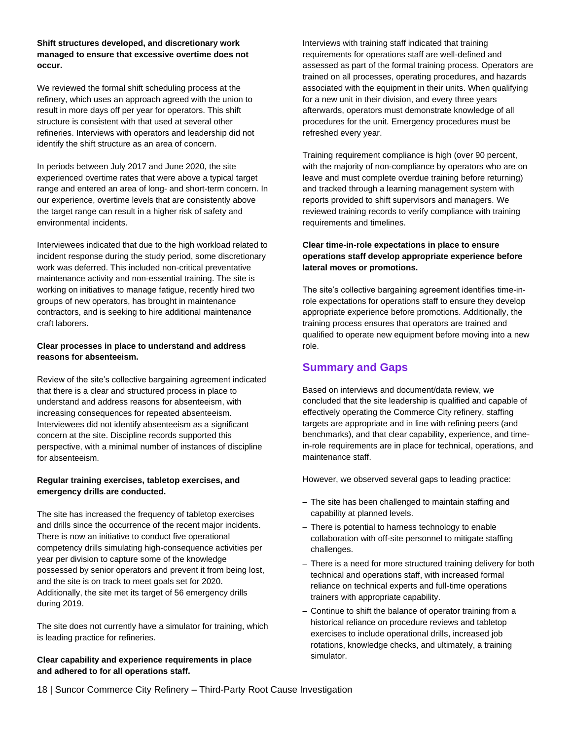**Shift structures developed, and discretionary work managed to ensure that excessive overtime does not occur.**

We reviewed the formal shift scheduling process at the refinery, which uses an approach agreed with the union to result in more days off per year for operators. This shift structure is consistent with that used at several other refineries. Interviews with operators and leadership did not identify the shift structure as an area of concern.

In periods between July 2017 and June 2020, the site experienced overtime rates that were above a typical target range and entered an area of long- and short-term concern. In our experience, overtime levels that are consistently above the target range can result in a higher risk of safety and environmental incidents.

Interviewees indicated that due to the high workload related to incident response during the study period, some discretionary work was deferred. This included non-critical preventative maintenance activity and non-essential training. The site is working on initiatives to manage fatigue, recently hired two groups of new operators, has brought in maintenance contractors, and is seeking to hire additional maintenance craft laborers.

**Clear processes in place to understand and address reasons for absenteeism.**

Review of the site's collective bargaining agreement indicated that there is a clear and structured process in place to understand and address reasons for absenteeism, with increasing consequences for repeated absenteeism. Interviewees did not identify absenteeism as a significant concern at the site. Discipline records supported this perspective, with a minimal number of instances of discipline for absenteeism.

**Regular training exercises, tabletop exercises, and emergency drills are conducted.**

The site has increased the frequency of tabletop exercises and drills since the occurrence of the recent major incidents. There is now an initiative to conduct five operational competency drills simulating high-consequence activities per year per division to capture some of the knowledge possessed by senior operators and prevent it from being lost, and the site is on track to meet goals set for 2020. Additionally, the site met its target of 56 emergency drills during 2019.

The site does not currently have a simulator for training, which is leading practice for refineries.

**Clear capability and experience requirements in place and adhered to for all operations staff.**

Interviews with training staff indicated that training requirements for operations staff are well-defined and assessed as part of the formal training process. Operators are trained on all processes, operating procedures, and hazards associated with the equipment in their units. When qualifying for a new unit in their division, and every three years afterwards, operators must demonstrate knowledge of all procedures for the unit. Emergency procedures must be refreshed every year.

Training requirement compliance is high (over 90 percent, with the majority of non-compliance by operators who are on leave and must complete overdue training before returning) and tracked through a learning management system with reports provided to shift supervisors and managers. We reviewed training records to verify compliance with training requirements and timelines.

**Clear time-in-role expectations in place to ensure operations staff develop appropriate experience before lateral moves or promotions.**

The site's collective bargaining agreement identifies time-in-role expectations for operations staff to ensure they develop appropriate experience before promotions. Additionally, the training process ensures that operators are trained and qualified to operate new equipment before moving into a new role.

## Summary and Gaps

Based on interviews and document/data review, we concluded that the site leadership is qualified and capable of effectively operating the Commerce City refinery, staffing targets are appropriate and in line with refining peers (and benchmarks), and that clear capability, experience, and time-in-role requirements are in place for technical, operations, and maintenance staff.

However, we observed several gaps to leading practice:

- The site has been challenged to maintain staffing and capability at planned levels.
- There is potential to harness technology to enable collaboration with off-site personnel to mitigate staffing challenges.
- There is a need for more structured training delivery for both technical and operations staff, with increased formal reliance on technical experts and full-time operations trainers with appropriate capability.
- Continue to shift the balance of operator training from a historical reliance on procedure reviews and tabletop exercises to include operational drills, increased job rotations, knowledge checks, and ultimately, a training simulator.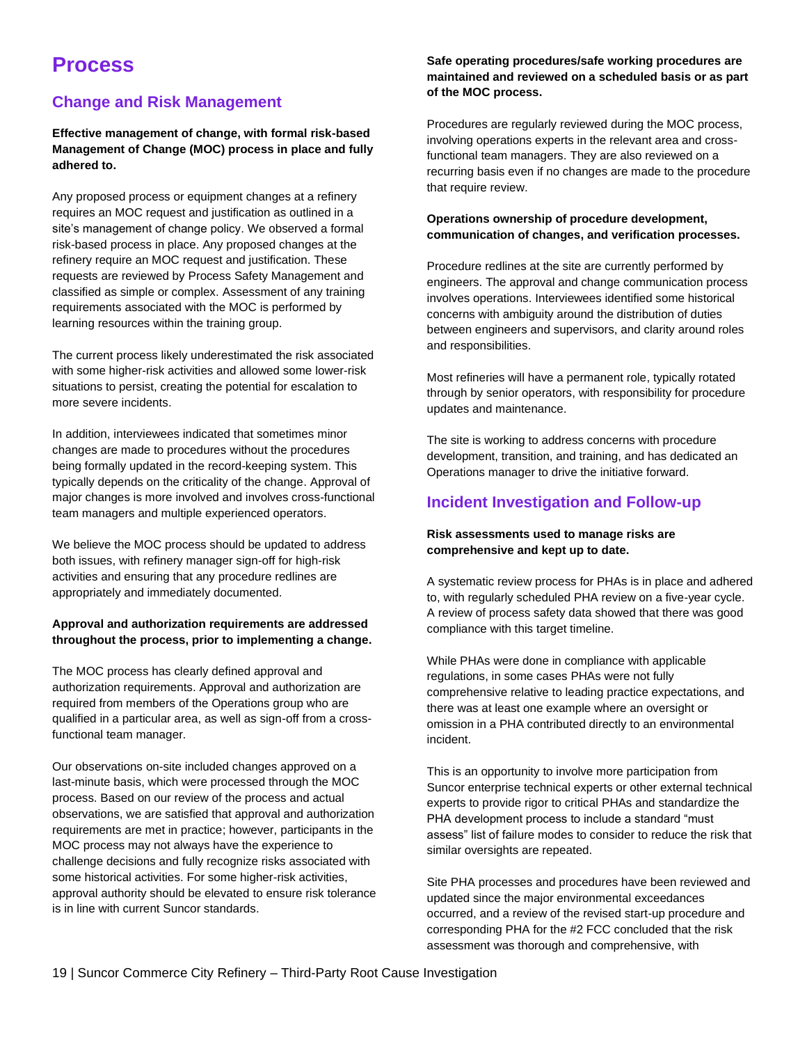# Process

## Change and Risk Management

**Effective management of change, with formal risk-based Management of Change (MOC) process in place and fully adhered to.**

Any proposed process or equipment changes at a refinery requires an MOC request and justification as outlined in a site's management of change policy. We observed a formal risk-based process in place. Any proposed changes at the refinery require an MOC request and justification. These requests are reviewed by Process Safety Management and classified as simple or complex. Assessment of any training requirements associated with the MOC is performed by learning resources within the training group.

The current process likely underestimated the risk associated with some higher-risk activities and allowed some lower-risk situations to persist, creating the potential for escalation to more severe incidents.

In addition, interviewees indicated that sometimes minor changes are made to procedures without the procedures being formally updated in the record-keeping system. This typically depends on the criticality of the change. Approval of major changes is more involved and involves cross-functional team managers and multiple experienced operators.

We believe the MOC process should be updated to address both issues, with refinery manager sign-off for high-risk activities and ensuring that any procedure redlines are appropriately and immediately documented.

**Approval and authorization requirements are addressed throughout the process, prior to implementing a change.**

The MOC process has clearly defined approval and authorization requirements. Approval and authorization are required from members of the Operations group who are qualified in a particular area, as well as sign-off from a cross-functional team manager.

Our observations on-site included changes approved on a last-minute basis, which were processed through the MOC process. Based on our review of the process and actual observations, we are satisfied that approval and authorization requirements are met in practice; however, participants in the MOC process may not always have the experience to challenge decisions and fully recognize risks associated with some historical activities. For some higher-risk activities, approval authority should be elevated to ensure risk tolerance is in line with current Suncor standards.

**Safe operating procedures/safe working procedures are maintained and reviewed on a scheduled basis or as part of the MOC process.**

Procedures are regularly reviewed during the MOC process, involving operations experts in the relevant area and cross-functional team managers. They are also reviewed on a recurring basis even if no changes are made to the procedure that require review.

**Operations ownership of procedure development, communication of changes, and verification processes.**

Procedure redlines at the site are currently performed by engineers. The approval and change communication process involves operations. Interviewees identified some historical concerns with ambiguity around the distribution of duties between engineers and supervisors, and clarity around roles and responsibilities.

Most refineries will have a permanent role, typically rotated through by senior operators, with responsibility for procedure updates and maintenance.

The site is working to address concerns with procedure development, transition, and training, and has dedicated an Operations manager to drive the initiative forward.

## Incident Investigation and Follow-up

**Risk assessments used to manage risks are comprehensive and kept up to date.**

A systematic review process for PHAs is in place and adhered to, with regularly scheduled PHA review on a five-year cycle. A review of process safety data showed that there was good compliance with this target timeline.

While PHAs were done in compliance with applicable regulations, in some cases PHAs were not fully comprehensive relative to leading practice expectations, and there was at least one example where an oversight or omission in a PHA contributed directly to an environmental incident.

This is an opportunity to involve more participation from Suncor enterprise technical experts or other external technical experts to provide rigor to critical PHAs and standardize the PHA development process to include a standard "must assess" list of failure modes to consider to reduce the risk that similar oversights are repeated.

Site PHA processes and procedures have been reviewed and updated since the major environmental exceedances occurred, and a review of the revised start-up procedure and corresponding PHA for the #2 FCC concluded that the risk assessment was thorough and comprehensive, with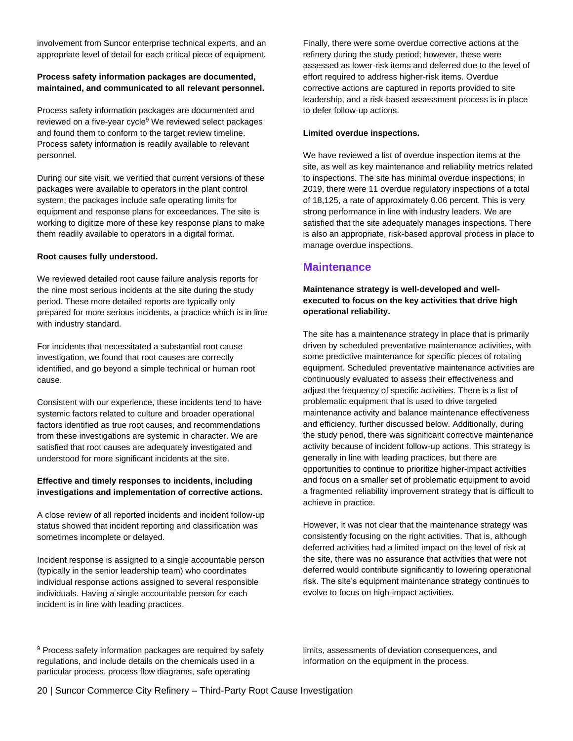involvement from Suncor enterprise technical experts, and an appropriate level of detail for each critical piece of equipment.

**Process safety information packages are documented, maintained, and communicated to all relevant personnel.**

Process safety information packages are documented and reviewed on a five-year cycle[9] We reviewed select packages and found them to conform to the target review timeline. Process safety information is readily available to relevant personnel.

During our site visit, we verified that current versions of these packages were available to operators in the plant control system; the packages include safe operating limits for equipment and response plans for exceedances. The site is working to digitize more of these key response plans to make them readily available to operators in a digital format.

**Root causes fully understood.**

We reviewed detailed root cause failure analysis reports for the nine most serious incidents at the site during the study period. These more detailed reports are typically only prepared for more serious incidents, a practice which is in line with industry standard.

For incidents that necessitated a substantial root cause investigation, we found that root causes are correctly identified, and go beyond a simple technical or human root cause.

Consistent with our experience, these incidents tend to have systemic factors related to culture and broader operational factors identified as true root causes, and recommendations from these investigations are systemic in character. We are satisfied that root causes are adequately investigated and understood for more significant incidents at the site.

**Effective and timely responses to incidents, including investigations and implementation of corrective actions.**

A close review of all reported incidents and incident follow-up status showed that incident reporting and classification was sometimes incomplete or delayed.

Incident response is assigned to a single accountable person (typically in the senior leadership team) who coordinates individual response actions assigned to several responsible individuals. Having a single accountable person for each incident is in line with leading practices.

Finally, there were some overdue corrective actions at the refinery during the study period; however, these were assessed as lower-risk items and deferred due to the level of effort required to address higher-risk items. Overdue corrective actions are captured in reports provided to site leadership, and a risk-based assessment process is in place to defer follow-up actions.

**Limited overdue inspections.**

We have reviewed a list of overdue inspection items at the site, as well as key maintenance and reliability metrics related to inspections. The site has minimal overdue inspections; in 2019, there were 11 overdue regulatory inspections of a total of 18,125, a rate of approximately 0.06 percent. This is very strong performance in line with industry leaders. We are satisfied that the site adequately manages inspections. There is also an appropriate, risk-based approval process in place to manage overdue inspections.

## Maintenance

**Maintenance strategy is well-developed and well-executed to focus on the key activities that drive high operational reliability.**

The site has a maintenance strategy in place that is primarily driven by scheduled preventative maintenance activities, with some predictive maintenance for specific pieces of rotating equipment. Scheduled preventative maintenance activities are continuously evaluated to assess their effectiveness and adjust the frequency of specific activities. There is a list of problematic equipment that is used to drive targeted maintenance activity and balance maintenance effectiveness and efficiency, further discussed below. Additionally, during the study period, there was significant corrective maintenance activity because of incident follow-up actions. This strategy is generally in line with leading practices, but there are opportunities to continue to prioritize higher-impact activities and focus on a smaller set of problematic equipment to avoid a fragmented reliability improvement strategy that is difficult to achieve in practice.

However, it was not clear that the maintenance strategy was consistently focusing on the right activities. That is, although deferred activities had a limited impact on the level of risk at the site, there was no assurance that activities that were not deferred would contribute significantly to lowering operational risk. The site's equipment maintenance strategy continues to evolve to focus on high-impact activities.

[9] Process safety information packages are required by safety regulations, and include details on the chemicals used in a particular process, process flow diagrams, safe operating limits, assessments of deviation consequences, and information on the equipment in the process.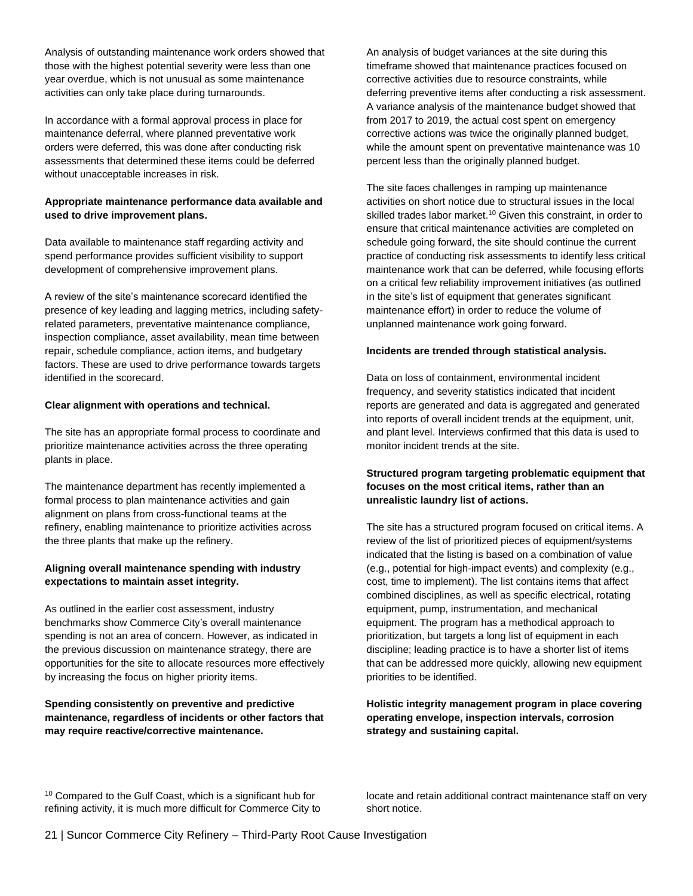Analysis of outstanding maintenance work orders showed that those with the highest potential severity were less than one year overdue, which is not unusual as some maintenance activities can only take place during turnarounds.

In accordance with a formal approval process in place for maintenance deferral, where planned preventative work orders were deferred, this was done after conducting risk assessments that determined these items could be deferred without unacceptable increases in risk.

**Appropriate maintenance performance data available and used to drive improvement plans.**

Data available to maintenance staff regarding activity and spend performance provides sufficient visibility to support development of comprehensive improvement plans.

A review of the site's maintenance scorecard identified the presence of key leading and lagging metrics, including safety-related parameters, preventative maintenance compliance, inspection compliance, asset availability, mean time between repair, schedule compliance, action items, and budgetary factors. These are used to drive performance towards targets identified in the scorecard.

**Clear alignment with operations and technical.**

The site has an appropriate formal process to coordinate and prioritize maintenance activities across the three operating plants in place.

The maintenance department has recently implemented a formal process to plan maintenance activities and gain alignment on plans from cross-functional teams at the refinery, enabling maintenance to prioritize activities across the three plants that make up the refinery.

**Aligning overall maintenance spending with industry expectations to maintain asset integrity.**

As outlined in the earlier cost assessment, industry benchmarks show Commerce City's overall maintenance spending is not an area of concern. However, as indicated in the previous discussion on maintenance strategy, there are opportunities for the site to allocate resources more effectively by increasing the focus on higher priority items.

**Spending consistently on preventive and predictive maintenance, regardless of incidents or other factors that may require reactive/corrective maintenance.**

An analysis of budget variances at the site during this timeframe showed that maintenance practices focused on corrective activities due to resource constraints, while deferring preventive items after conducting a risk assessment. A variance analysis of the maintenance budget showed that from 2017 to 2019, the actual cost spent on emergency corrective actions was twice the originally planned budget, while the amount spent on preventative maintenance was 10 percent less than the originally planned budget.

The site faces challenges in ramping up maintenance activities on short notice due to structural issues in the local skilled trades labor market.[10] Given this constraint, in order to ensure that critical maintenance activities are completed on schedule going forward, the site should continue the current practice of conducting risk assessments to identify less critical maintenance work that can be deferred, while focusing efforts on a critical few reliability improvement initiatives (as outlined in the site's list of equipment that generates significant maintenance effort) in order to reduce the volume of unplanned maintenance work going forward.

**Incidents are trended through statistical analysis.**

Data on loss of containment, environmental incident frequency, and severity statistics indicated that incident reports are generated and data is aggregated and generated into reports of overall incident trends at the equipment, unit, and plant level. Interviews confirmed that this data is used to monitor incident trends at the site.

**Structured program targeting problematic equipment that focuses on the most critical items, rather than an unrealistic laundry list of actions.**

The site has a structured program focused on critical items. A review of the list of prioritized pieces of equipment/systems indicated that the listing is based on a combination of value (e.g., potential for high-impact events) and complexity (e.g., cost, time to implement). The list contains items that affect combined disciplines, as well as specific electrical, rotating equipment, pump, instrumentation, and mechanical equipment. The program has a methodical approach to prioritization, but targets a long list of equipment in each discipline; leading practice is to have a shorter list of items that can be addressed more quickly, allowing new equipment priorities to be identified.

**Holistic integrity management program in place covering operating envelope, inspection intervals, corrosion strategy and sustaining capital.**

[10] Compared to the Gulf Coast, which is a significant hub for refining activity, it is much more difficult for Commerce City to locate and retain additional contract maintenance staff on very short notice.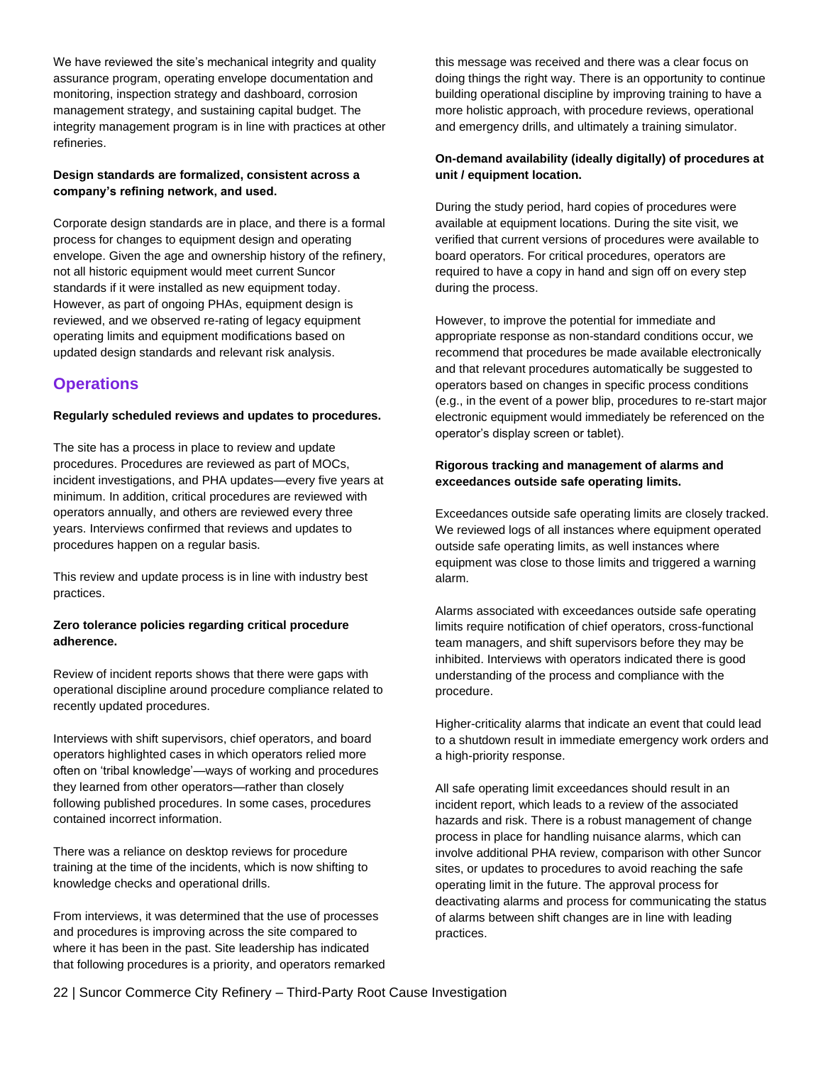We have reviewed the site's mechanical integrity and quality assurance program, operating envelope documentation and monitoring, inspection strategy and dashboard, corrosion management strategy, and sustaining capital budget. The integrity management program is in line with practices at other refineries.

**Design standards are formalized, consistent across a company's refining network, and used.**

Corporate design standards are in place, and there is a formal process for changes to equipment design and operating envelope. Given the age and ownership history of the refinery, not all historic equipment would meet current Suncor standards if it were installed as new equipment today. However, as part of ongoing PHAs, equipment design is reviewed, and we observed re-rating of legacy equipment operating limits and equipment modifications based on updated design standards and relevant risk analysis.

## Operations

**Regularly scheduled reviews and updates to procedures.**

The site has a process in place to review and update procedures. Procedures are reviewed as part of MOCs, incident investigations, and PHA updates—every five years at minimum. In addition, critical procedures are reviewed with operators annually, and others are reviewed every three years. Interviews confirmed that reviews and updates to procedures happen on a regular basis.

This review and update process is in line with industry best practices.

**Zero tolerance policies regarding critical procedure adherence.**

Review of incident reports shows that there were gaps with operational discipline around procedure compliance related to recently updated procedures.

Interviews with shift supervisors, chief operators, and board operators highlighted cases in which operators relied more often on 'tribal knowledge'—ways of working and procedures they learned from other operators—rather than closely following published procedures. In some cases, procedures contained incorrect information.

There was a reliance on desktop reviews for procedure training at the time of the incidents, which is now shifting to knowledge checks and operational drills.

From interviews, it was determined that the use of processes and procedures is improving across the site compared to where it has been in the past. Site leadership has indicated that following procedures is a priority, and operators remarked this message was received and there was a clear focus on doing things the right way. There is an opportunity to continue building operational discipline by improving training to have a more holistic approach, with procedure reviews, operational and emergency drills, and ultimately a training simulator.

**On-demand availability (ideally digitally) of procedures at unit / equipment location.**

During the study period, hard copies of procedures were available at equipment locations. During the site visit, we verified that current versions of procedures were available to board operators. For critical procedures, operators are required to have a copy in hand and sign off on every step during the process.

However, to improve the potential for immediate and appropriate response as non-standard conditions occur, we recommend that procedures be made available electronically and that relevant procedures automatically be suggested to operators based on changes in specific process conditions (e.g., in the event of a power blip, procedures to re-start major electronic equipment would immediately be referenced on the operator's display screen or tablet).

**Rigorous tracking and management of alarms and exceedances outside safe operating limits.**

Exceedances outside safe operating limits are closely tracked. We reviewed logs of all instances where equipment operated outside safe operating limits, as well instances where equipment was close to those limits and triggered a warning alarm.

Alarms associated with exceedances outside safe operating limits require notification of chief operators, cross-functional team managers, and shift supervisors before they may be inhibited. Interviews with operators indicated there is good understanding of the process and compliance with the procedure.

Higher-criticality alarms that indicate an event that could lead to a shutdown result in immediate emergency work orders and a high-priority response.

All safe operating limit exceedances should result in an incident report, which leads to a review of the associated hazards and risk. There is a robust management of change process in place for handling nuisance alarms, which can involve additional PHA review, comparison with other Suncor sites, or updates to procedures to avoid reaching the safe operating limit in the future. The approval process for deactivating alarms and process for communicating the status of alarms between shift changes are in line with leading practices.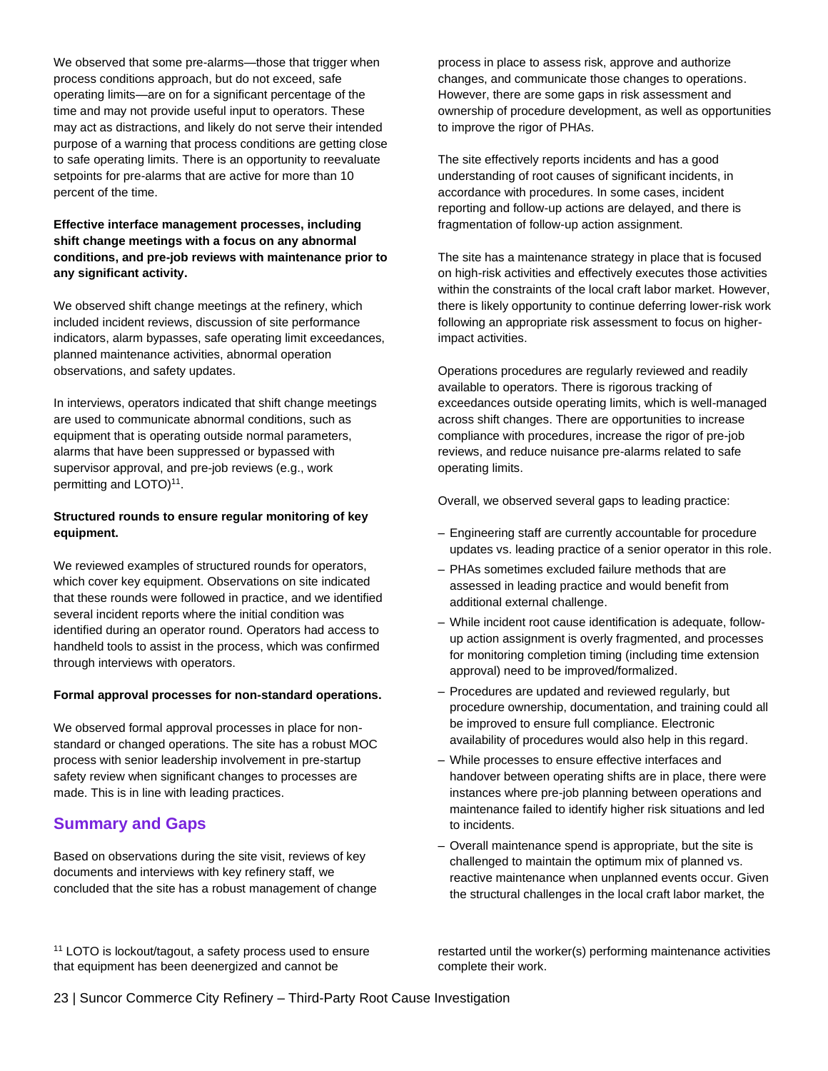We observed that some pre-alarms—those that trigger when process conditions approach, but do not exceed, safe operating limits—are on for a significant percentage of the time and may not provide useful input to operators. These may act as distractions, and likely do not serve their intended purpose of a warning that process conditions are getting close to safe operating limits. There is an opportunity to reevaluate setpoints for pre-alarms that are active for more than 10 percent of the time.

**Effective interface management processes, including shift change meetings with a focus on any abnormal conditions, and pre-job reviews with maintenance prior to any significant activity.**

We observed shift change meetings at the refinery, which included incident reviews, discussion of site performance indicators, alarm bypasses, safe operating limit exceedances, planned maintenance activities, abnormal operation observations, and safety updates.

In interviews, operators indicated that shift change meetings are used to communicate abnormal conditions, such as equipment that is operating outside normal parameters, alarms that have been suppressed or bypassed with supervisor approval, and pre-job reviews (e.g., work permitting and LOTO)[11].

**Structured rounds to ensure regular monitoring of key equipment.**

We reviewed examples of structured rounds for operators, which cover key equipment. Observations on site indicated that these rounds were followed in practice, and we identified several incident reports where the initial condition was identified during an operator round. Operators had access to handheld tools to assist in the process, which was confirmed through interviews with operators.

**Formal approval processes for non-standard operations.**

We observed formal approval processes in place for non-standard or changed operations. The site has a robust MOC process with senior leadership involvement in pre-startup safety review when significant changes to processes are made. This is in line with leading practices.

## Summary and Gaps

Based on observations during the site visit, reviews of key documents and interviews with key refinery staff, we concluded that the site has a robust management of change process in place to assess risk, approve and authorize changes, and communicate those changes to operations. However, there are some gaps in risk assessment and ownership of procedure development, as well as opportunities to improve the rigor of PHAs.

The site effectively reports incidents and has a good understanding of root causes of significant incidents, in accordance with procedures. In some cases, incident reporting and follow-up actions are delayed, and there is fragmentation of follow-up action assignment.

The site has a maintenance strategy in place that is focused on high-risk activities and effectively executes those activities within the constraints of the local craft labor market. However, there is likely opportunity to continue deferring lower-risk work following an appropriate risk assessment to focus on higher-impact activities.

Operations procedures are regularly reviewed and readily available to operators. There is rigorous tracking of exceedances outside operating limits, which is well-managed across shift changes. There are opportunities to increase compliance with procedures, increase the rigor of pre-job reviews, and reduce nuisance pre-alarms related to safe operating limits.

Overall, we observed several gaps to leading practice:

- Engineering staff are currently accountable for procedure updates vs. leading practice of a senior operator in this role.
- PHAs sometimes excluded failure methods that are assessed in leading practice and would benefit from additional external challenge.
- While incident root cause identification is adequate, follow-up action assignment is overly fragmented, and processes for monitoring completion timing (including time extension approval) need to be improved/formalized.
- Procedures are updated and reviewed regularly, but procedure ownership, documentation, and training could all be improved to ensure full compliance. Electronic availability of procedures would also help in this regard.
- While processes to ensure effective interfaces and handover between operating shifts are in place, there were instances where pre-job planning between operations and maintenance failed to identify higher risk situations and led to incidents.
- Overall maintenance spend is appropriate, but the site is challenged to maintain the optimum mix of planned vs. reactive maintenance when unplanned events occur. Given the structural challenges in the local craft labor market, the

[11] LOTO is lockout/tagout, a safety process used to ensure that equipment has been deenergized and cannot be restarted until the worker(s) performing maintenance activities complete their work.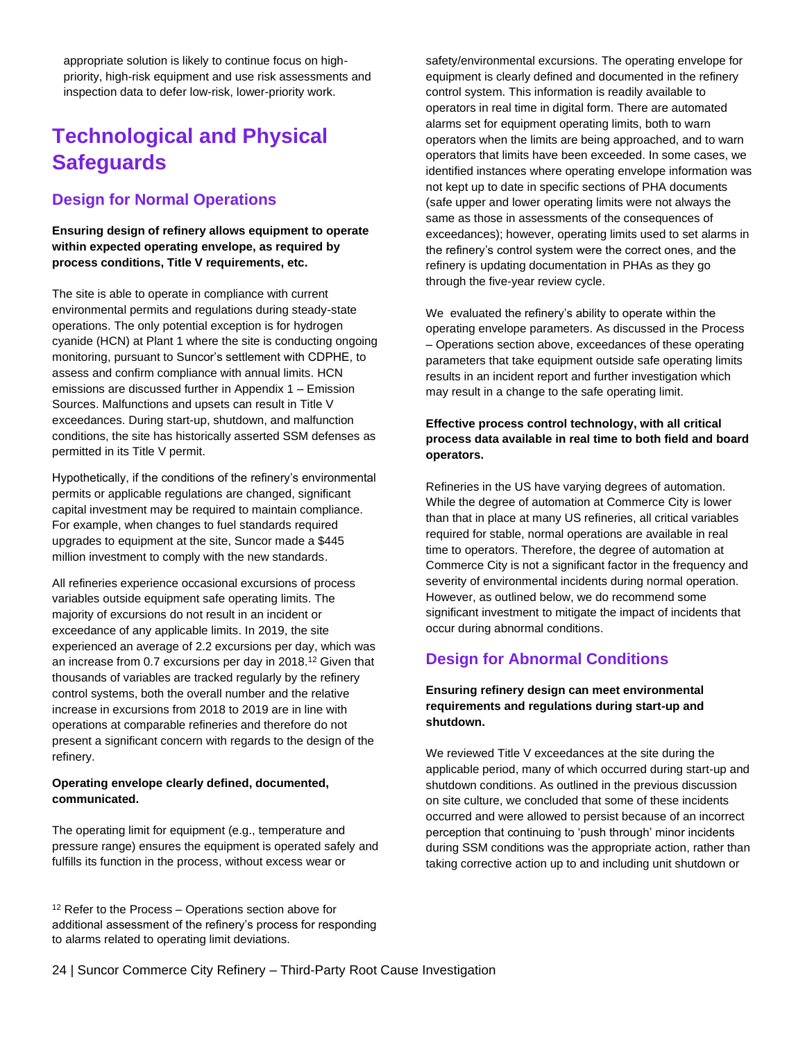appropriate solution is likely to continue focus on high-priority, high-risk equipment and use risk assessments and inspection data to defer low-risk, lower-priority work.

# Technological and Physical Safeguards

## Design for Normal Operations

**Ensuring design of refinery allows equipment to operate within expected operating envelope, as required by process conditions, Title V requirements, etc.**

The site is able to operate in compliance with current environmental permits and regulations during steady-state operations. The only potential exception is for hydrogen cyanide (HCN) at Plant 1 where the site is conducting ongoing monitoring, pursuant to Suncor's settlement with CDPHE, to assess and confirm compliance with annual limits. HCN emissions are discussed further in Appendix 1 – Emission Sources. Malfunctions and upsets can result in Title V exceedances. During start-up, shutdown, and malfunction conditions, the site has historically asserted SSM defenses as permitted in its Title V permit.

Hypothetically, if the conditions of the refinery's environmental permits or applicable regulations are changed, significant capital investment may be required to maintain compliance. For example, when changes to fuel standards required upgrades to equipment at the site, Suncor made a $445 million investment to comply with the new standards.

All refineries experience occasional excursions of process variables outside equipment safe operating limits. The majority of excursions do not result in an incident or exceedance of any applicable limits. In 2019, the site experienced an average of 2.2 excursions per day, which was an increase from 0.7 excursions per day in 2018.[12] Given that thousands of variables are tracked regularly by the refinery control systems, both the overall number and the relative increase in excursions from 2018 to 2019 are in line with operations at comparable refineries and therefore do not present a significant concern with regards to the design of the refinery.

**Operating envelope clearly defined, documented, communicated.**

The operating limit for equipment (e.g., temperature and pressure range) ensures the equipment is operated safely and fulfills its function in the process, without excess wear or safety/environmental excursions. The operating envelope for equipment is clearly defined and documented in the refinery control system. This information is readily available to operators in real time in digital form. There are automated alarms set for equipment operating limits, both to warn operators when the limits are being approached, and to warn operators that limits have been exceeded. In some cases, we identified instances where operating envelope information was not kept up to date in specific sections of PHA documents (safe upper and lower operating limits were not always the same as those in assessments of the consequences of exceedances); however, operating limits used to set alarms in the refinery's control system were the correct ones, and the refinery is updating documentation in PHAs as they go through the five-year review cycle.

We evaluated the refinery's ability to operate within the operating envelope parameters. As discussed in the Process – Operations section above, exceedances of these operating parameters that take equipment outside safe operating limits results in an incident report and further investigation which may result in a change to the safe operating limit.

**Effective process control technology, with all critical process data available in real time to both field and board operators.**

Refineries in the US have varying degrees of automation. While the degree of automation at Commerce City is lower than that in place at many US refineries, all critical variables required for stable, normal operations are available in real time to operators. Therefore, the degree of automation at Commerce City is not a significant factor in the frequency and severity of environmental incidents during normal operation. However, as outlined below, we do recommend some significant investment to mitigate the impact of incidents that occur during abnormal conditions.

## Design for Abnormal Conditions

**Ensuring refinery design can meet environmental requirements and regulations during start-up and shutdown.**

We reviewed Title V exceedances at the site during the applicable period, many of which occurred during start-up and shutdown conditions. As outlined in the previous discussion on site culture, we concluded that some of these incidents occurred and were allowed to persist because of an incorrect perception that continuing to 'push through' minor incidents during SSM conditions was the appropriate action, rather than taking corrective action up to and including unit shutdown or

[12] Refer to the Process – Operations section above for additional assessment of the refinery's process for responding to alarms related to operating limit deviations.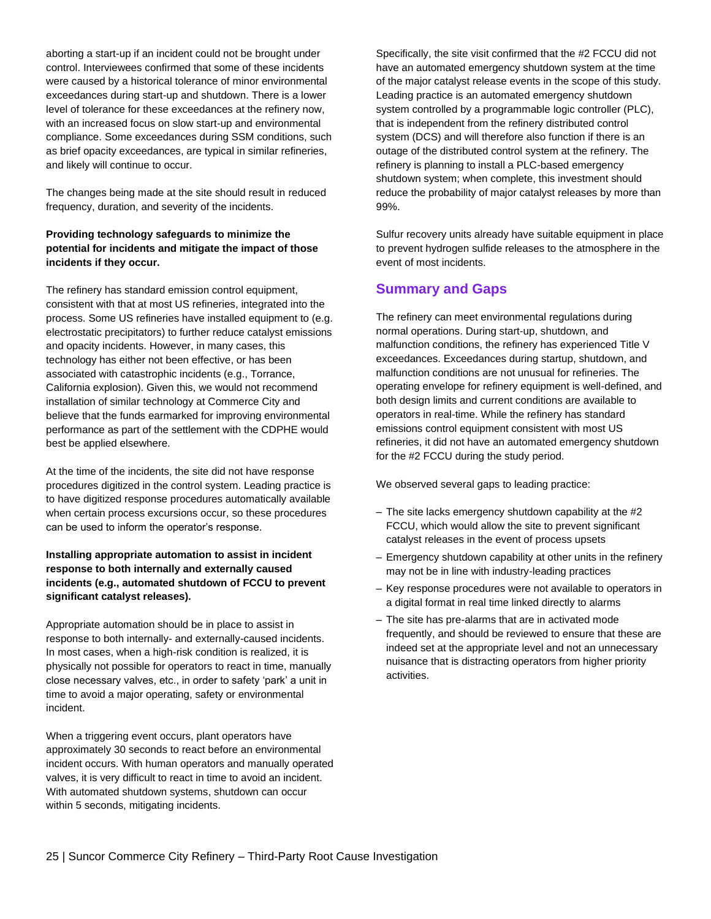aborting a start-up if an incident could not be brought under control. Interviewees confirmed that some of these incidents were caused by a historical tolerance of minor environmental exceedances during start-up and shutdown. There is a lower level of tolerance for these exceedances at the refinery now, with an increased focus on slow start-up and environmental compliance. Some exceedances during SSM conditions, such as brief opacity exceedances, are typical in similar refineries, and likely will continue to occur.

The changes being made at the site should result in reduced frequency, duration, and severity of the incidents.

**Providing technology safeguards to minimize the potential for incidents and mitigate the impact of those incidents if they occur.**

The refinery has standard emission control equipment, consistent with that at most US refineries, integrated into the process. Some US refineries have installed equipment to (e.g. electrostatic precipitators) to further reduce catalyst emissions and opacity incidents. However, in many cases, this technology has either not been effective, or has been associated with catastrophic incidents (e.g., Torrance, California explosion). Given this, we would not recommend installation of similar technology at Commerce City and believe that the funds earmarked for improving environmental performance as part of the settlement with the CDPHE would best be applied elsewhere.

At the time of the incidents, the site did not have response procedures digitized in the control system. Leading practice is to have digitized response procedures automatically available when certain process excursions occur, so these procedures can be used to inform the operator's response.

**Installing appropriate automation to assist in incident response to both internally and externally caused incidents (e.g., automated shutdown of FCCU to prevent significant catalyst releases).**

Appropriate automation should be in place to assist in response to both internally- and externally-caused incidents. In most cases, when a high-risk condition is realized, it is physically not possible for operators to react in time, manually close necessary valves, etc., in order to safety 'park' a unit in time to avoid a major operating, safety or environmental incident.

When a triggering event occurs, plant operators have approximately 30 seconds to react before an environmental incident occurs. With human operators and manually operated valves, it is very difficult to react in time to avoid an incident. With automated shutdown systems, shutdown can occur within 5 seconds, mitigating incidents.

Specifically, the site visit confirmed that the #2 FCCU did not have an automated emergency shutdown system at the time of the major catalyst release events in the scope of this study. Leading practice is an automated emergency shutdown system controlled by a programmable logic controller (PLC), that is independent from the refinery distributed control system (DCS) and will therefore also function if there is an outage of the distributed control system at the refinery. The refinery is planning to install a PLC-based emergency shutdown system; when complete, this investment should reduce the probability of major catalyst releases by more than 99%.

Sulfur recovery units already have suitable equipment in place to prevent hydrogen sulfide releases to the atmosphere in the event of most incidents.

## Summary and Gaps

The refinery can meet environmental regulations during normal operations. During start-up, shutdown, and malfunction conditions, the refinery has experienced Title V exceedances. Exceedances during startup, shutdown, and malfunction conditions are not unusual for refineries. The operating envelope for refinery equipment is well-defined, and both design limits and current conditions are available to operators in real-time. While the refinery has standard emissions control equipment consistent with most US refineries, it did not have an automated emergency shutdown for the #2 FCCU during the study period.

We observed several gaps to leading practice:

– The site lacks emergency shutdown capability at the #2 FCCU, which would allow the site to prevent significant catalyst releases in the event of process upsets
– Emergency shutdown capability at other units in the refinery may not be in line with industry-leading practices
– Key response procedures were not available to operators in a digital format in real time linked directly to alarms
– The site has pre-alarms that are in activated mode frequently, and should be reviewed to ensure that these are indeed set at the appropriate level and not an unnecessary nuisance that is distracting operators from higher priority activities.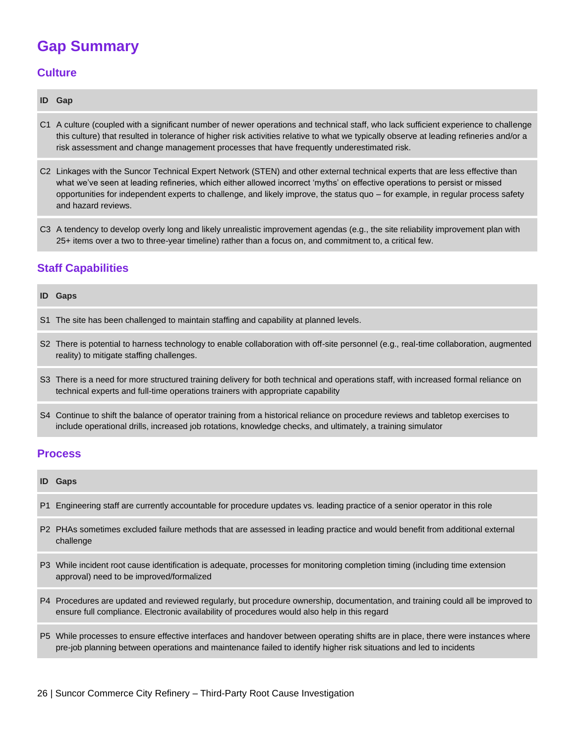# Gap Summary

## Culture

| ID | Gap |
|---|---|
| C1 | A culture (coupled with a significant number of newer operations and technical staff, who lack sufficient experience to challenge this culture) that resulted in tolerance of higher risk activities relative to what we typically observe at leading refineries and/or a risk assessment and change management processes that have frequently underestimated risk. |
| C2 | Linkages with the Suncor Technical Expert Network (STEN) and other external technical experts that are less effective than what we've seen at leading refineries, which either allowed incorrect 'myths' on effective operations to persist or missed opportunities for independent experts to challenge, and likely improve, the status quo – for example, in regular process safety and hazard reviews. |
| C3 | A tendency to develop overly long and likely unrealistic improvement agendas (e.g., the site reliability improvement plan with 25+ items over a two to three-year timeline) rather than a focus on, and commitment to, a critical few. |

## Staff Capabilities

| ID | Gaps |
|---|---|
| S1 | The site has been challenged to maintain staffing and capability at planned levels. |
| S2 | There is potential to harness technology to enable collaboration with off-site personnel (e.g., real-time collaboration, augmented reality) to mitigate staffing challenges. |
| S3 | There is a need for more structured training delivery for both technical and operations staff, with increased formal reliance on technical experts and full-time operations trainers with appropriate capability |
| S4 | Continue to shift the balance of operator training from a historical reliance on procedure reviews and tabletop exercises to include operational drills, increased job rotations, knowledge checks, and ultimately, a training simulator |

## Process

| ID | Gaps |
|---|---|
| P1 | Engineering staff are currently accountable for procedure updates vs. leading practice of a senior operator in this role |
| P2 | PHAs sometimes excluded failure methods that are assessed in leading practice and would benefit from additional external challenge |
| P3 | While incident root cause identification is adequate, processes for monitoring completion timing (including time extension approval) need to be improved/formalized |
| P4 | Procedures are updated and reviewed regularly, but procedure ownership, documentation, and training could all be improved to ensure full compliance. Electronic availability of procedures would also help in this regard |
| P5 | While processes to ensure effective interfaces and handover between operating shifts are in place, there were instances where pre-job planning between operations and maintenance failed to identify higher risk situations and led to incidents |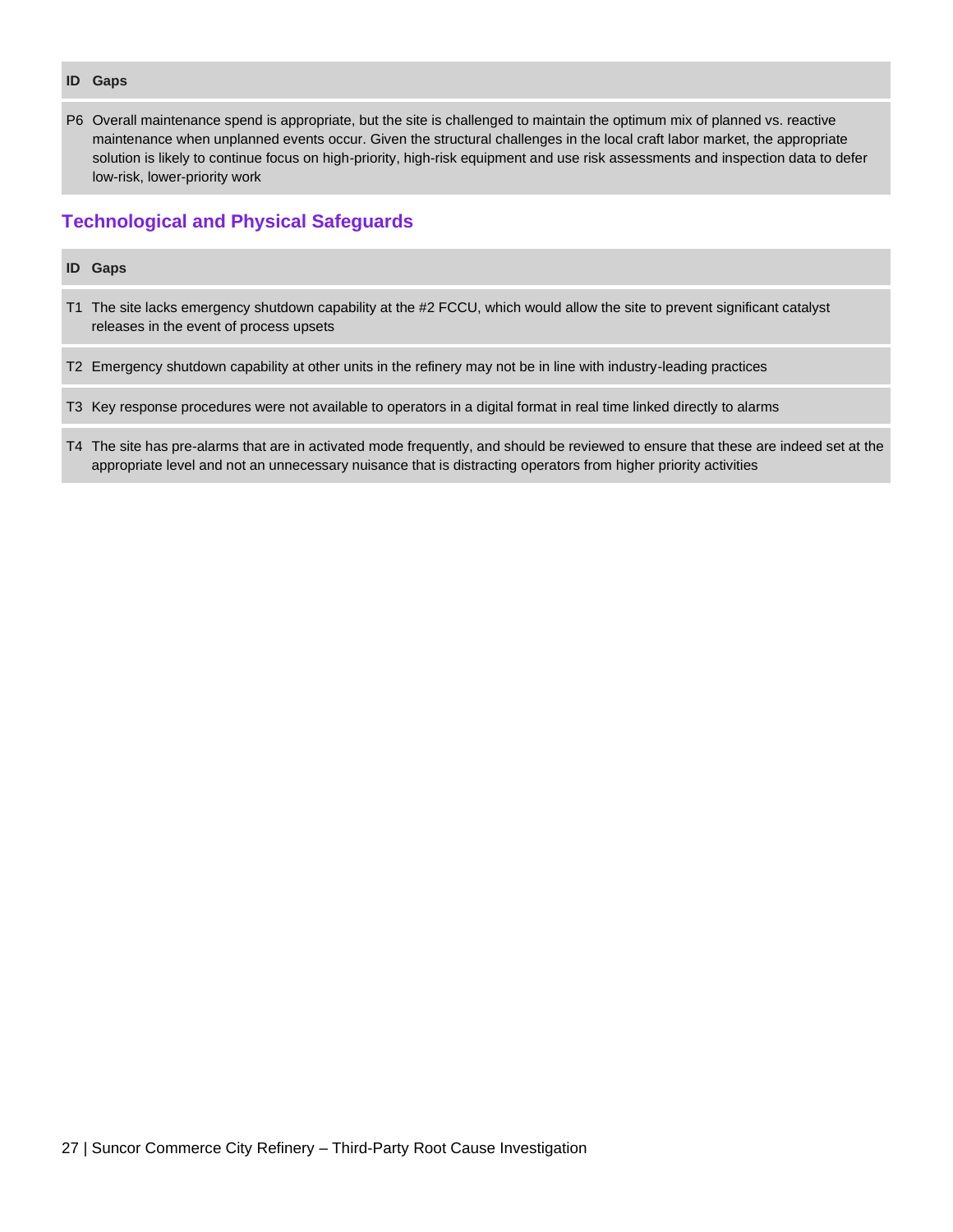| ID | Gaps |
|---|---|
| P6 | Overall maintenance spend is appropriate, but the site is challenged to maintain the optimum mix of planned vs. reactive maintenance when unplanned events occur. Given the structural challenges in the local craft labor market, the appropriate solution is likely to continue focus on high-priority, high-risk equipment and use risk assessments and inspection data to defer low-risk, lower-priority work |

## Technological and Physical Safeguards

| ID | Gaps |
|---|---|
| T1 | The site lacks emergency shutdown capability at the #2 FCCU, which would allow the site to prevent significant catalyst releases in the event of process upsets |
| T2 | Emergency shutdown capability at other units in the refinery may not be in line with industry-leading practices |
| T3 | Key response procedures were not available to operators in a digital format in real time linked directly to alarms |
| T4 | The site has pre-alarms that are in activated mode frequently, and should be reviewed to ensure that these are indeed set at the appropriate level and not an unnecessary nuisance that is distracting operators from higher priority activities |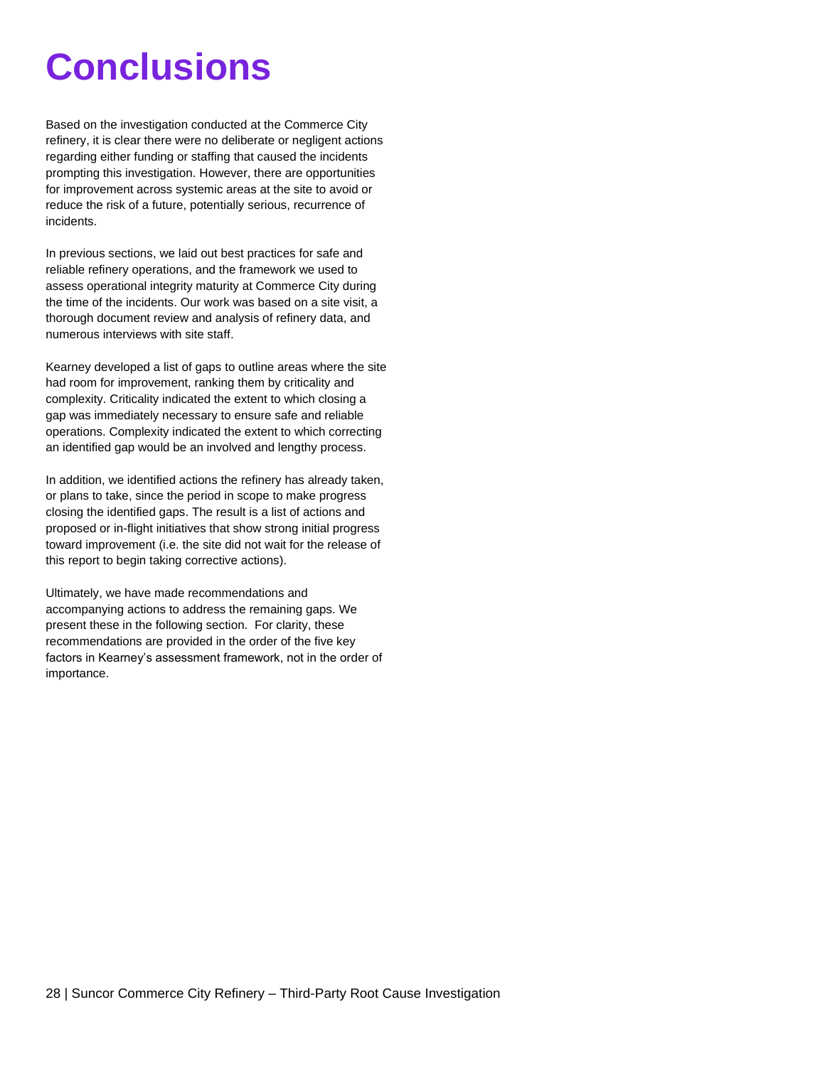# Conclusions

Based on the investigation conducted at the Commerce City refinery, it is clear there were no deliberate or negligent actions regarding either funding or staffing that caused the incidents prompting this investigation. However, there are opportunities for improvement across systemic areas at the site to avoid or reduce the risk of a future, potentially serious, recurrence of incidents.

In previous sections, we laid out best practices for safe and reliable refinery operations, and the framework we used to assess operational integrity maturity at Commerce City during the time of the incidents. Our work was based on a site visit, a thorough document review and analysis of refinery data, and numerous interviews with site staff.

Kearney developed a list of gaps to outline areas where the site had room for improvement, ranking them by criticality and complexity. Criticality indicated the extent to which closing a gap was immediately necessary to ensure safe and reliable operations. Complexity indicated the extent to which correcting an identified gap would be an involved and lengthy process.

In addition, we identified actions the refinery has already taken, or plans to take, since the period in scope to make progress closing the identified gaps. The result is a list of actions and proposed or in-flight initiatives that show strong initial progress toward improvement (i.e. the site did not wait for the release of this report to begin taking corrective actions).

Ultimately, we have made recommendations and accompanying actions to address the remaining gaps. We present these in the following section. For clarity, these recommendations are provided in the order of the five key factors in Kearney's assessment framework, not in the order of importance.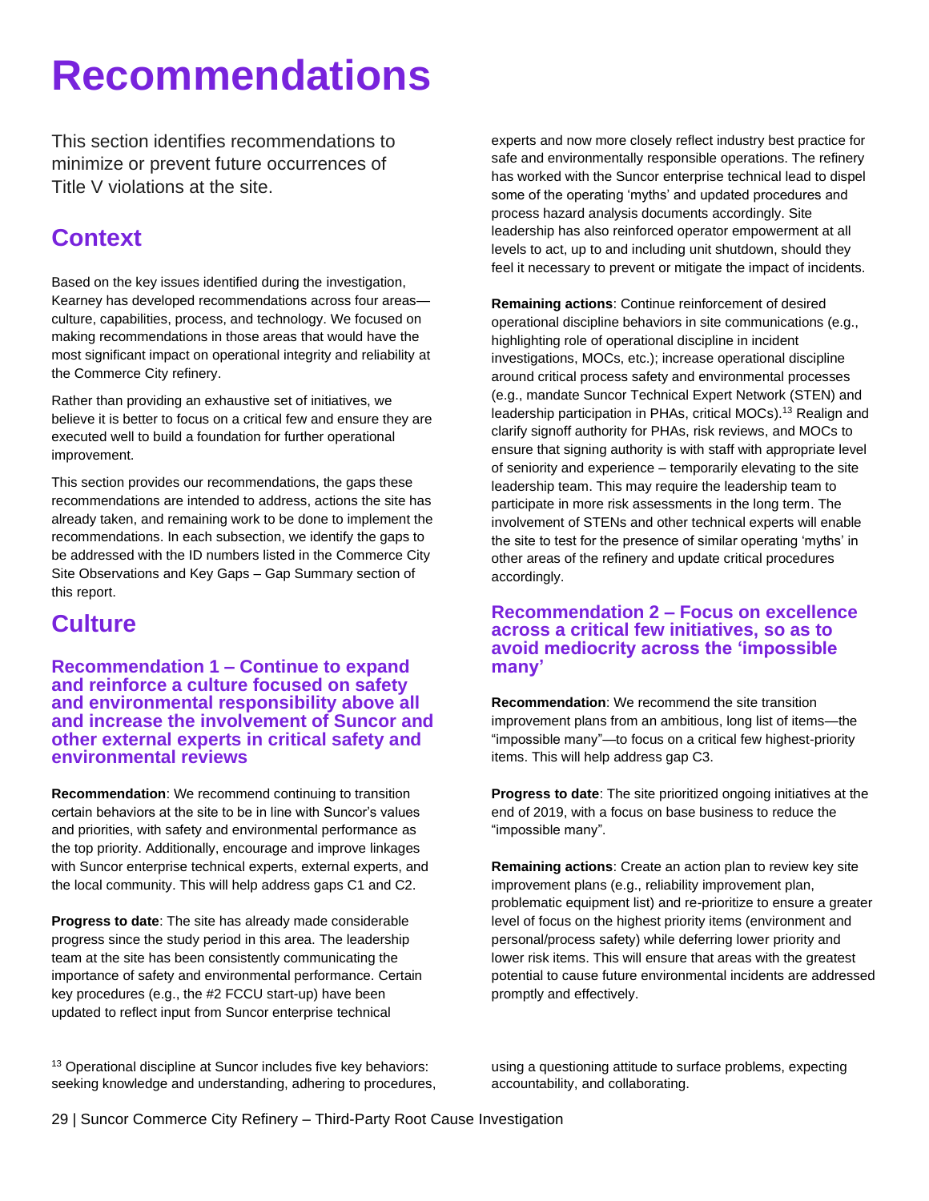# Recommendations

This section identifies recommendations to minimize or prevent future occurrences of Title V violations at the site.

## Context

Based on the key issues identified during the investigation, Kearney has developed recommendations across four areas—culture, capabilities, process, and technology. We focused on making recommendations in those areas that would have the most significant impact on operational integrity and reliability at the Commerce City refinery.

Rather than providing an exhaustive set of initiatives, we believe it is better to focus on a critical few and ensure they are executed well to build a foundation for further operational improvement.

This section provides our recommendations, the gaps these recommendations are intended to address, actions the site has already taken, and remaining work to be done to implement the recommendations. In each subsection, we identify the gaps to be addressed with the ID numbers listed in the Commerce City Site Observations and Key Gaps – Gap Summary section of this report.

## Culture

### Recommendation 1 – Continue to expand and reinforce a culture focused on safety and environmental responsibility above all and increase the involvement of Suncor and other external experts in critical safety and environmental reviews

**Recommendation**: We recommend continuing to transition certain behaviors at the site to be in line with Suncor's values and priorities, with safety and environmental performance as the top priority. Additionally, encourage and improve linkages with Suncor enterprise technical experts, external experts, and the local community. This will help address gaps C1 and C2.

**Progress to date**: The site has already made considerable progress since the study period in this area. The leadership team at the site has been consistently communicating the importance of safety and environmental performance. Certain key procedures (e.g., the #2 FCCU start-up) have been updated to reflect input from Suncor enterprise technical experts and now more closely reflect industry best practice for safe and environmentally responsible operations. The refinery has worked with the Suncor enterprise technical lead to dispel some of the operating 'myths' and updated procedures and process hazard analysis documents accordingly. Site leadership has also reinforced operator empowerment at all levels to act, up to and including unit shutdown, should they feel it necessary to prevent or mitigate the impact of incidents.

**Remaining actions**: Continue reinforcement of desired operational discipline behaviors in site communications (e.g., highlighting role of operational discipline in incident investigations, MOCs, etc.); increase operational discipline around critical process safety and environmental processes (e.g., mandate Suncor Technical Expert Network (STEN) and leadership participation in PHAs, critical MOCs).[13] Realign and clarify signoff authority for PHAs, risk reviews, and MOCs to ensure that signing authority is with staff with appropriate level of seniority and experience – temporarily elevating to the site leadership team. This may require the leadership team to participate in more risk assessments in the long term. The involvement of STENs and other technical experts will enable the site to test for the presence of similar operating 'myths' in other areas of the refinery and update critical procedures accordingly.

### Recommendation 2 – Focus on excellence across a critical few initiatives, so as to avoid mediocrity across the 'impossible many'

**Recommendation**: We recommend the site transition improvement plans from an ambitious, long list of items—the "impossible many"—to focus on a critical few highest-priority items. This will help address gap C3.

**Progress to date**: The site prioritized ongoing initiatives at the end of 2019, with a focus on base business to reduce the "impossible many".

**Remaining actions**: Create an action plan to review key site improvement plans (e.g., reliability improvement plan, problematic equipment list) and re-prioritize to ensure a greater level of focus on the highest priority items (environment and personal/process safety) while deferring lower priority and lower risk items. This will ensure that areas with the greatest potential to cause future environmental incidents are addressed promptly and effectively.

[13] Operational discipline at Suncor includes five key behaviors: seeking knowledge and understanding, adhering to procedures, using a questioning attitude to surface problems, expecting accountability, and collaborating.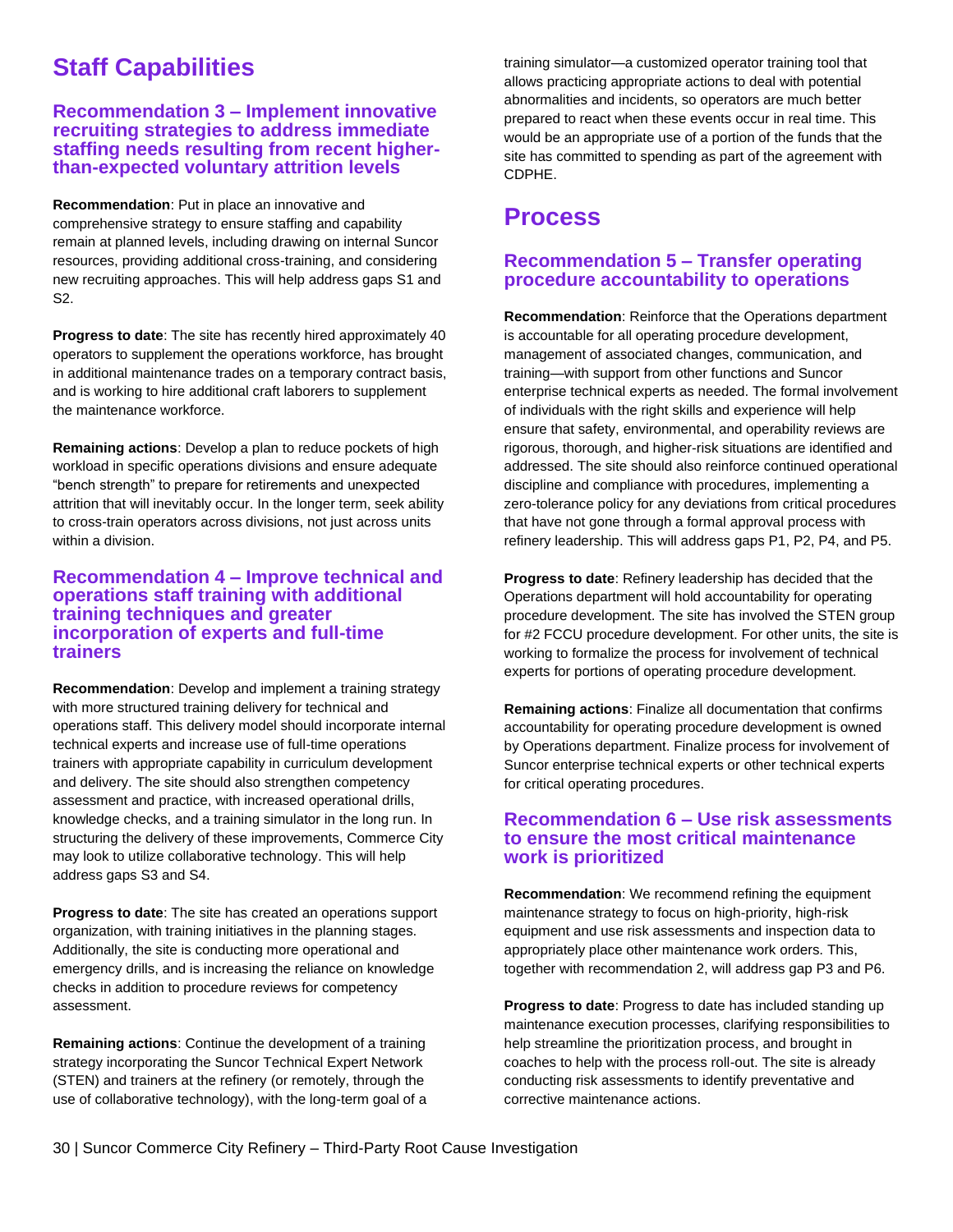# Staff Capabilities

### Recommendation 3 – Implement innovative recruiting strategies to address immediate staffing needs resulting from recent higher-than-expected voluntary attrition levels

**Recommendation**: Put in place an innovative and comprehensive strategy to ensure staffing and capability remain at planned levels, including drawing on internal Suncor resources, providing additional cross-training, and considering new recruiting approaches. This will help address gaps S1 and S2.

**Progress to date**: The site has recently hired approximately 40 operators to supplement the operations workforce, has brought in additional maintenance trades on a temporary contract basis, and is working to hire additional craft laborers to supplement the maintenance workforce.

**Remaining actions**: Develop a plan to reduce pockets of high workload in specific operations divisions and ensure adequate "bench strength" to prepare for retirements and unexpected attrition that will inevitably occur. In the longer term, seek ability to cross-train operators across divisions, not just across units within a division.

### Recommendation 4 – Improve technical and operations staff training with additional training techniques and greater incorporation of experts and full-time trainers

**Recommendation**: Develop and implement a training strategy with more structured training delivery for technical and operations staff. This delivery model should incorporate internal technical experts and increase use of full-time operations trainers with appropriate capability in curriculum development and delivery. The site should also strengthen competency assessment and practice, with increased operational drills, knowledge checks, and a training simulator in the long run. In structuring the delivery of these improvements, Commerce City may look to utilize collaborative technology. This will help address gaps S3 and S4.

**Progress to date**: The site has created an operations support organization, with training initiatives in the planning stages. Additionally, the site is conducting more operational and emergency drills, and is increasing the reliance on knowledge checks in addition to procedure reviews for competency assessment.

**Remaining actions**: Continue the development of a training strategy incorporating the Suncor Technical Expert Network (STEN) and trainers at the refinery (or remotely, through the use of collaborative technology), with the long-term goal of a training simulator—a customized operator training tool that allows practicing appropriate actions to deal with potential abnormalities and incidents, so operators are much better prepared to react when these events occur in real time. This would be an appropriate use of a portion of the funds that the site has committed to spending as part of the agreement with CDPHE.

# Process

### Recommendation 5 – Transfer operating procedure accountability to operations

**Recommendation**: Reinforce that the Operations department is accountable for all operating procedure development, management of associated changes, communication, and training—with support from other functions and Suncor enterprise technical experts as needed. The formal involvement of individuals with the right skills and experience will help ensure that safety, environmental, and operability reviews are rigorous, thorough, and higher-risk situations are identified and addressed. The site should also reinforce continued operational discipline and compliance with procedures, implementing a zero-tolerance policy for any deviations from critical procedures that have not gone through a formal approval process with refinery leadership. This will address gaps P1, P2, P4, and P5.

**Progress to date**: Refinery leadership has decided that the Operations department will hold accountability for operating procedure development. The site has involved the STEN group for #2 FCCU procedure development. For other units, the site is working to formalize the process for involvement of technical experts for portions of operating procedure development.

**Remaining actions**: Finalize all documentation that confirms accountability for operating procedure development is owned by Operations department. Finalize process for involvement of Suncor enterprise technical experts or other technical experts for critical operating procedures.

### Recommendation 6 – Use risk assessments to ensure the most critical maintenance work is prioritized

**Recommendation**: We recommend refining the equipment maintenance strategy to focus on high-priority, high-risk equipment and use risk assessments and inspection data to appropriately place other maintenance work orders. This, together with recommendation 2, will address gap P3 and P6.

**Progress to date**: Progress to date has included standing up maintenance execution processes, clarifying responsibilities to help streamline the prioritization process, and brought in coaches to help with the process roll-out. The site is already conducting risk assessments to identify preventative and corrective maintenance actions.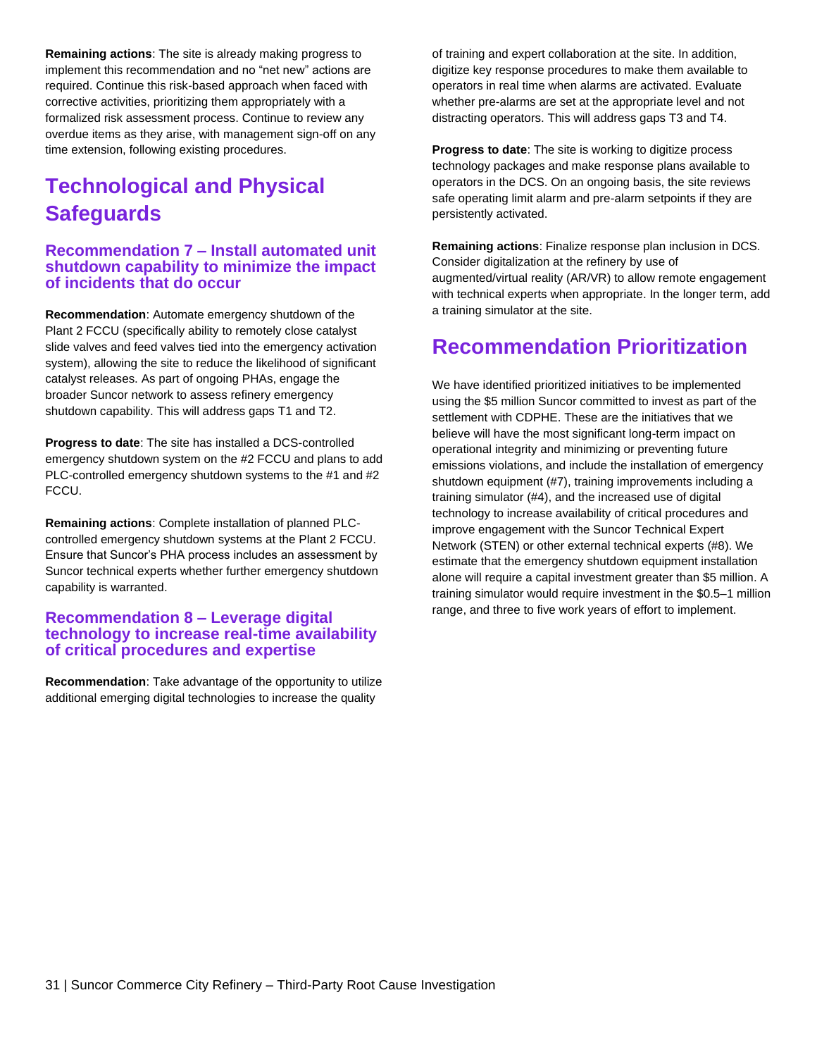**Remaining actions**: The site is already making progress to implement this recommendation and no "net new" actions are required. Continue this risk-based approach when faced with corrective activities, prioritizing them appropriately with a formalized risk assessment process. Continue to review any overdue items as they arise, with management sign-off on any time extension, following existing procedures.

# Technological and Physical Safeguards

### Recommendation 7 – Install automated unit shutdown capability to minimize the impact of incidents that do occur

**Recommendation**: Automate emergency shutdown of the Plant 2 FCCU (specifically ability to remotely close catalyst slide valves and feed valves tied into the emergency activation system), allowing the site to reduce the likelihood of significant catalyst releases. As part of ongoing PHAs, engage the broader Suncor network to assess refinery emergency shutdown capability. This will address gaps T1 and T2.

**Progress to date**: The site has installed a DCS-controlled emergency shutdown system on the #2 FCCU and plans to add PLC-controlled emergency shutdown systems to the #1 and #2 FCCU.

**Remaining actions**: Complete installation of planned PLC-controlled emergency shutdown systems at the Plant 2 FCCU. Ensure that Suncor's PHA process includes an assessment by Suncor technical experts whether further emergency shutdown capability is warranted.

### Recommendation 8 – Leverage digital technology to increase real-time availability of critical procedures and expertise

**Recommendation**: Take advantage of the opportunity to utilize additional emerging digital technologies to increase the quality of training and expert collaboration at the site. In addition, digitize key response procedures to make them available to operators in real time when alarms are activated. Evaluate whether pre-alarms are set at the appropriate level and not distracting operators. This will address gaps T3 and T4.

**Progress to date**: The site is working to digitize process technology packages and make response plans available to operators in the DCS. On an ongoing basis, the site reviews safe operating limit alarm and pre-alarm setpoints if they are persistently activated.

**Remaining actions**: Finalize response plan inclusion in DCS. Consider digitalization at the refinery by use of augmented/virtual reality (AR/VR) to allow remote engagement with technical experts when appropriate. In the longer term, add a training simulator at the site.

# Recommendation Prioritization

We have identified prioritized initiatives to be implemented using the $5 million Suncor committed to invest as part of the settlement with CDPHE. These are the initiatives that we believe will have the most significant long-term impact on operational integrity and minimizing or preventing future emissions violations, and include the installation of emergency shutdown equipment (#7), training improvements including a training simulator (#4), and the increased use of digital technology to increase availability of critical procedures and improve engagement with the Suncor Technical Expert Network (STEN) or other external technical experts (#8). We estimate that the emergency shutdown equipment installation alone will require a capital investment greater than $5 million. A training simulator would require investment in the $0.5–1 million range, and three to five work years of effort to implement.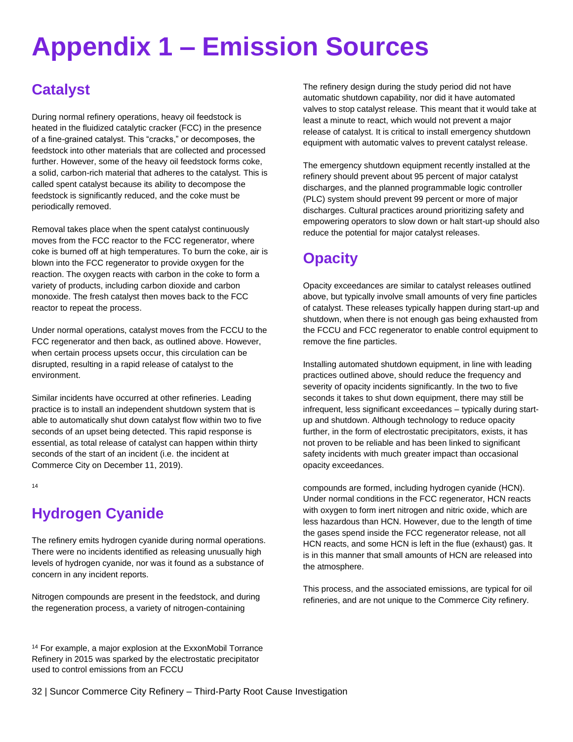# Appendix 1 – Emission Sources

## Catalyst

During normal refinery operations, heavy oil feedstock is heated in the fluidized catalytic cracker (FCC) in the presence of a fine-grained catalyst. This "cracks," or decomposes, the feedstock into other materials that are collected and processed further. However, some of the heavy oil feedstock forms coke, a solid, carbon-rich material that adheres to the catalyst. This is called spent catalyst because its ability to decompose the feedstock is significantly reduced, and the coke must be periodically removed.

Removal takes place when the spent catalyst continuously moves from the FCC reactor to the FCC regenerator, where coke is burned off at high temperatures. To burn the coke, air is blown into the FCC regenerator to provide oxygen for the reaction. The oxygen reacts with carbon in the coke to form a variety of products, including carbon dioxide and carbon monoxide. The fresh catalyst then moves back to the FCC reactor to repeat the process.

Under normal operations, catalyst moves from the FCCU to the FCC regenerator and then back, as outlined above. However, when certain process upsets occur, this circulation can be disrupted, resulting in a rapid release of catalyst to the environment.

Similar incidents have occurred at other refineries. Leading practice is to install an independent shutdown system that is able to automatically shut down catalyst flow within two to five seconds of an upset being detected. This rapid response is essential, as total release of catalyst can happen within thirty seconds of the start of an incident (i.e. the incident at Commerce City on December 11, 2019).

The refinery design during the study period did not have automatic shutdown capability, nor did it have automated valves to stop catalyst release. This meant that it would take at least a minute to react, which would not prevent a major release of catalyst. It is critical to install emergency shutdown equipment with automatic valves to prevent catalyst release.

The emergency shutdown equipment recently installed at the refinery should prevent about 95 percent of major catalyst discharges, and the planned programmable logic controller (PLC) system should prevent 99 percent or more of major discharges. Cultural practices around prioritizing safety and empowering operators to slow down or halt start-up should also reduce the potential for major catalyst releases.

## Opacity

Opacity exceedances are similar to catalyst releases outlined above, but typically involve small amounts of very fine particles of catalyst. These releases typically happen during start-up and shutdown, when there is not enough gas being exhausted from the FCCU and FCC regenerator to enable control equipment to remove the fine particles.

Installing automated shutdown equipment, in line with leading practices outlined above, should reduce the frequency and severity of opacity incidents significantly. In the two to five seconds it takes to shut down equipment, there may still be infrequent, less significant exceedances – typically during start-up and shutdown. Although technology to reduce opacity further, in the form of electrostatic precipitators, exists, it has not proven to be reliable and has been linked to significant safety incidents with much greater impact than occasional opacity exceedances.[14]

## Hydrogen Cyanide

The refinery emits hydrogen cyanide during normal operations. There were no incidents identified as releasing unusually high levels of hydrogen cyanide, nor was it found as a substance of concern in any incident reports.

Nitrogen compounds are present in the feedstock, and during the regeneration process, a variety of nitrogen-containing compounds are formed, including hydrogen cyanide (HCN). Under normal conditions in the FCC regenerator, HCN reacts with oxygen to form inert nitrogen and nitric oxide, which are less hazardous than HCN. However, due to the length of time the gases spend inside the FCC regenerator release, not all HCN reacts, and some HCN is left in the flue (exhaust) gas. It is in this manner that small amounts of HCN are released into the atmosphere.

This process, and the associated emissions, are typical for oil refineries, and are not unique to the Commerce City refinery.

[14] For example, a major explosion at the ExxonMobil Torrance Refinery in 2015 was sparked by the electrostatic precipitator used to control emissions from an FCCU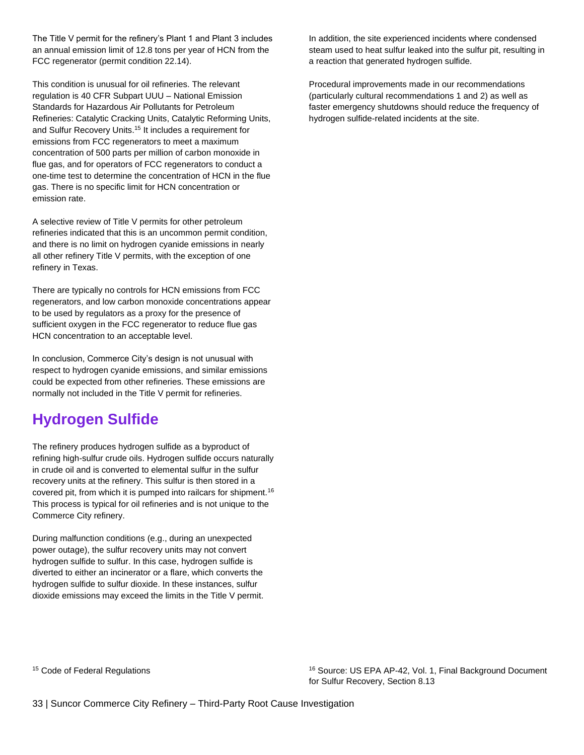The Title V permit for the refinery's Plant 1 and Plant 3 includes an annual emission limit of 12.8 tons per year of HCN from the FCC regenerator (permit condition 22.14).

This condition is unusual for oil refineries. The relevant regulation is 40 CFR Subpart UUU – National Emission Standards for Hazardous Air Pollutants for Petroleum Refineries: Catalytic Cracking Units, Catalytic Reforming Units, and Sulfur Recovery Units.[15] It includes a requirement for emissions from FCC regenerators to meet a maximum concentration of 500 parts per million of carbon monoxide in flue gas, and for operators of FCC regenerators to conduct a one-time test to determine the concentration of HCN in the flue gas. There is no specific limit for HCN concentration or emission rate.

A selective review of Title V permits for other petroleum refineries indicated that this is an uncommon permit condition, and there is no limit on hydrogen cyanide emissions in nearly all other refinery Title V permits, with the exception of one refinery in Texas.

There are typically no controls for HCN emissions from FCC regenerators, and low carbon monoxide concentrations appear to be used by regulators as a proxy for the presence of sufficient oxygen in the FCC regenerator to reduce flue gas HCN concentration to an acceptable level.

In conclusion, Commerce City's design is not unusual with respect to hydrogen cyanide emissions, and similar emissions could be expected from other refineries. These emissions are normally not included in the Title V permit for refineries.

## Hydrogen Sulfide

The refinery produces hydrogen sulfide as a byproduct of refining high-sulfur crude oils. Hydrogen sulfide occurs naturally in crude oil and is converted to elemental sulfur in the sulfur recovery units at the refinery. This sulfur is then stored in a covered pit, from which it is pumped into railcars for shipment.[16] This process is typical for oil refineries and is not unique to the Commerce City refinery.

During malfunction conditions (e.g., during an unexpected power outage), the sulfur recovery units may not convert hydrogen sulfide to sulfur. In this case, hydrogen sulfide is diverted to either an incinerator or a flare, which converts the hydrogen sulfide to sulfur dioxide. In these instances, sulfur dioxide emissions may exceed the limits in the Title V permit.

In addition, the site experienced incidents where condensed steam used to heat sulfur leaked into the sulfur pit, resulting in a reaction that generated hydrogen sulfide.

Procedural improvements made in our recommendations (particularly cultural recommendations 1 and 2) as well as faster emergency shutdowns should reduce the frequency of hydrogen sulfide-related incidents at the site.

[15] Code of Federal Regulations

[16] Source: US EPA AP-42, Vol. 1, Final Background Document for Sulfur Recovery, Section 8.13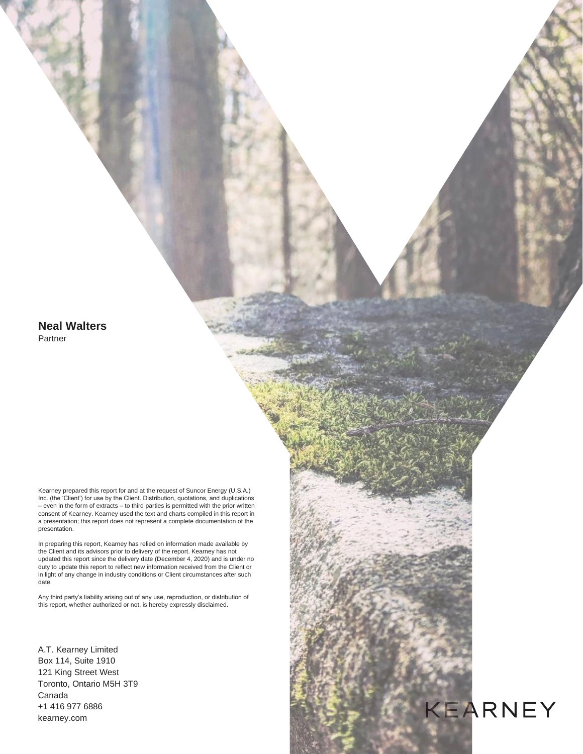**Neal Walters**
Partner

Kearney prepared this report for and at the request of Suncor Energy (U.S.A.) Inc. (the 'Client') for use by the Client. Distribution, quotations, and duplications – even in the form of extracts – to third parties is permitted with the prior written consent of Kearney. Kearney used the text and charts compiled in this report in a presentation; this report does not represent a complete documentation of the presentation.

In preparing this report, Kearney has relied on information made available by the Client and its advisors prior to delivery of the report. Kearney has not updated this report since the delivery date (December 4, 2020) and is under no duty to update this report to reflect new information received from the Client or in light of any change in industry conditions or Client circumstances after such date.

Any third party's liability arising out of any use, reproduction, or distribution of this report, whether authorized or not, is hereby expressly disclaimed.

A.T. Kearney Limited
Box 114, Suite 1910
121 King Street West
Toronto, Ontario M5H 3T9
Canada
+1 416 977 6886
kearney.com

KEARNEY